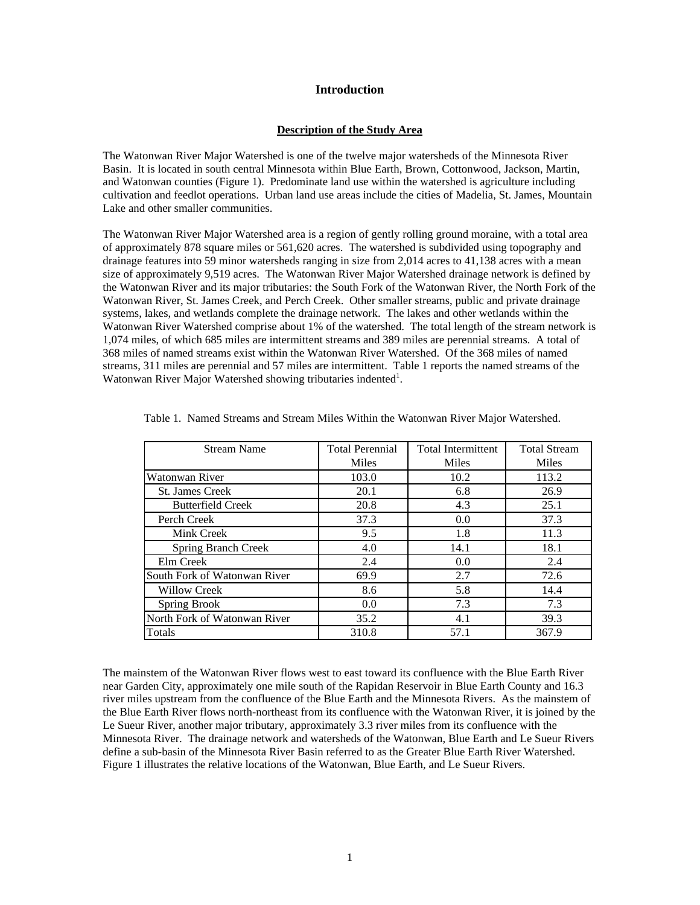# Introduction

## Description of the Study Area

The Watonwan River Major Watershed is one of the twelve major watersheds of the Minnesota River Basin. It is located in south central Minnesota within Blue Earth, Brown, Cottonwood, Jackson, Martin, and Watonwan counties (Figure 1). Predominate land use within the watershed is agriculture including cultivation and feedlot operations. Urban land use areas include the cities of Madelia, St. James, Mountain Lake and other smaller communities.

The Watonwan River Major Watershed area is a region of gently rolling ground moraine, with a total area of approximately 878 square miles or 561,620 acres. The watershed is subdivided using topography and drainage features into 59 minor watersheds ranging in size from 2,014 acres to 41,138 acres with a mean size of approximately 9,519 acres. The Watonwan River Major Watershed drainage network is defined by the Watonwan River and its major tributaries: the South Fork of the Watonwan River, the North Fork of the Watonwan River, St. James Creek, and Perch Creek. Other smaller streams, public and private drainage systems, lakes, and wetlands complete the drainage network. The lakes and other wetlands within the Watonwan River Watershed comprise about 1% of the watershed. The total length of the stream network is 1,074 miles, of which 685 miles are intermittent streams and 389 miles are perennial streams. A total of 368 miles of named streams exist within the Watonwan River Watershed. Of the 368 miles of named streams, 311 miles are perennial and 57 miles are intermittent. Table 1 reports the named streams of the Watonwan River Major Watershed showing tributaries indented[1].

Table 1. Named Streams and Stream Miles Within the Watonwan River Major Watershed.

| Stream Name | Total Perennial Miles | Total Intermittent Miles | Total Stream Miles |
|---|---|---|---|
| Watonwan River | 103.0 | 10.2 | 113.2 |
| St. James Creek | 20.1 | 6.8 | 26.9 |
| Butterfield Creek | 20.8 | 4.3 | 25.1 |
| Perch Creek | 37.3 | 0.0 | 37.3 |
| Mink Creek | 9.5 | 1.8 | 11.3 |
| Spring Branch Creek | 4.0 | 14.1 | 18.1 |
| Elm Creek | 2.4 | 0.0 | 2.4 |
| South Fork of Watonwan River | 69.9 | 2.7 | 72.6 |
| Willow Creek | 8.6 | 5.8 | 14.4 |
| Spring Brook | 0.0 | 7.3 | 7.3 |
| North Fork of Watonwan River | 35.2 | 4.1 | 39.3 |
| Totals | 310.8 | 57.1 | 367.9 |

The mainstem of the Watonwan River flows west to east toward its confluence with the Blue Earth River near Garden City, approximately one mile south of the Rapidan Reservoir in Blue Earth County and 16.3 river miles upstream from the confluence of the Blue Earth and the Minnesota Rivers. As the mainstem of the Blue Earth River flows north-northeast from its confluence with the Watonwan River, it is joined by the Le Sueur River, another major tributary, approximately 3.3 river miles from its confluence with the Minnesota River. The drainage network and watersheds of the Watonwan, Blue Earth and Le Sueur Rivers define a sub-basin of the Minnesota River Basin referred to as the Greater Blue Earth River Watershed. Figure 1 illustrates the relative locations of the Watonwan, Blue Earth, and Le Sueur Rivers.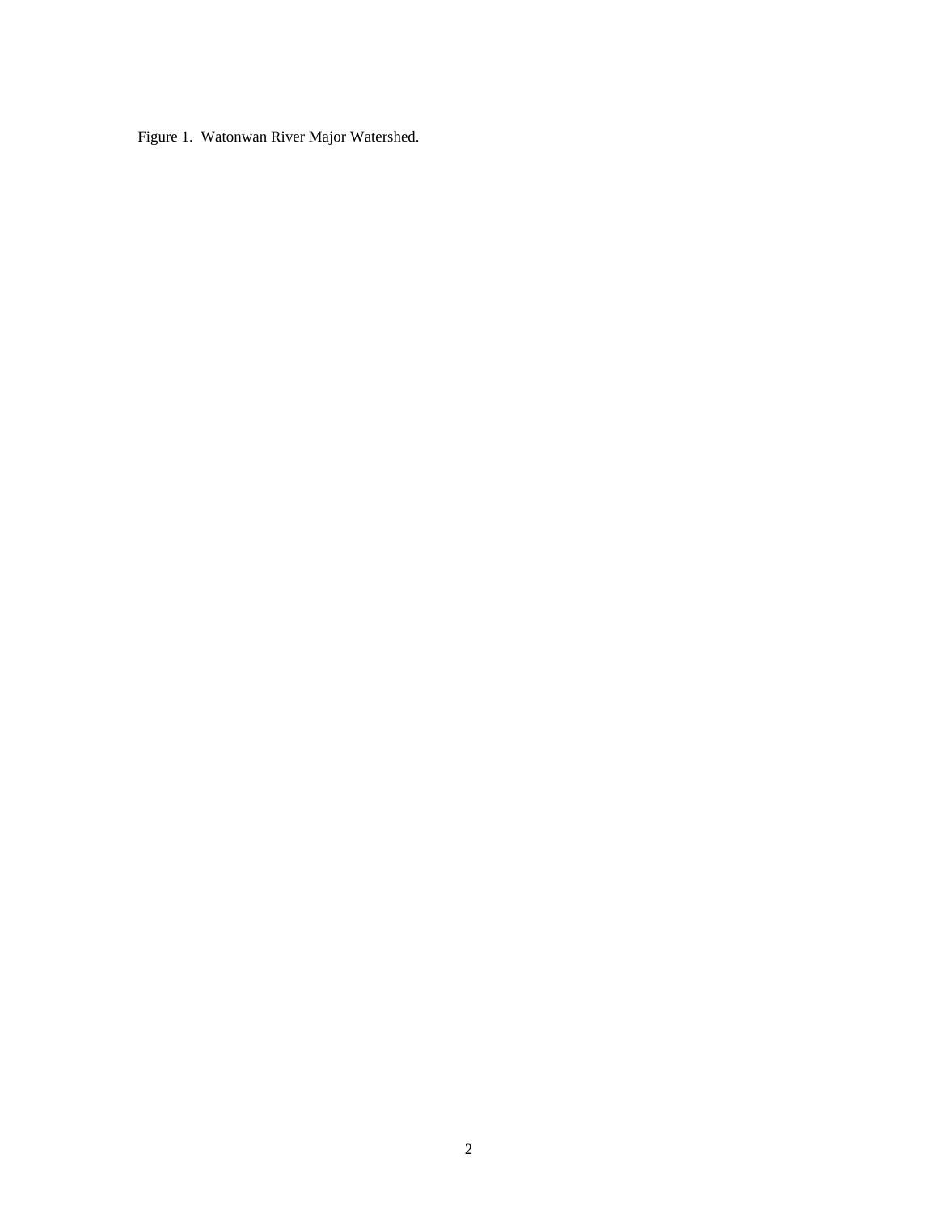Figure 1. Watonwan River Major Watershed.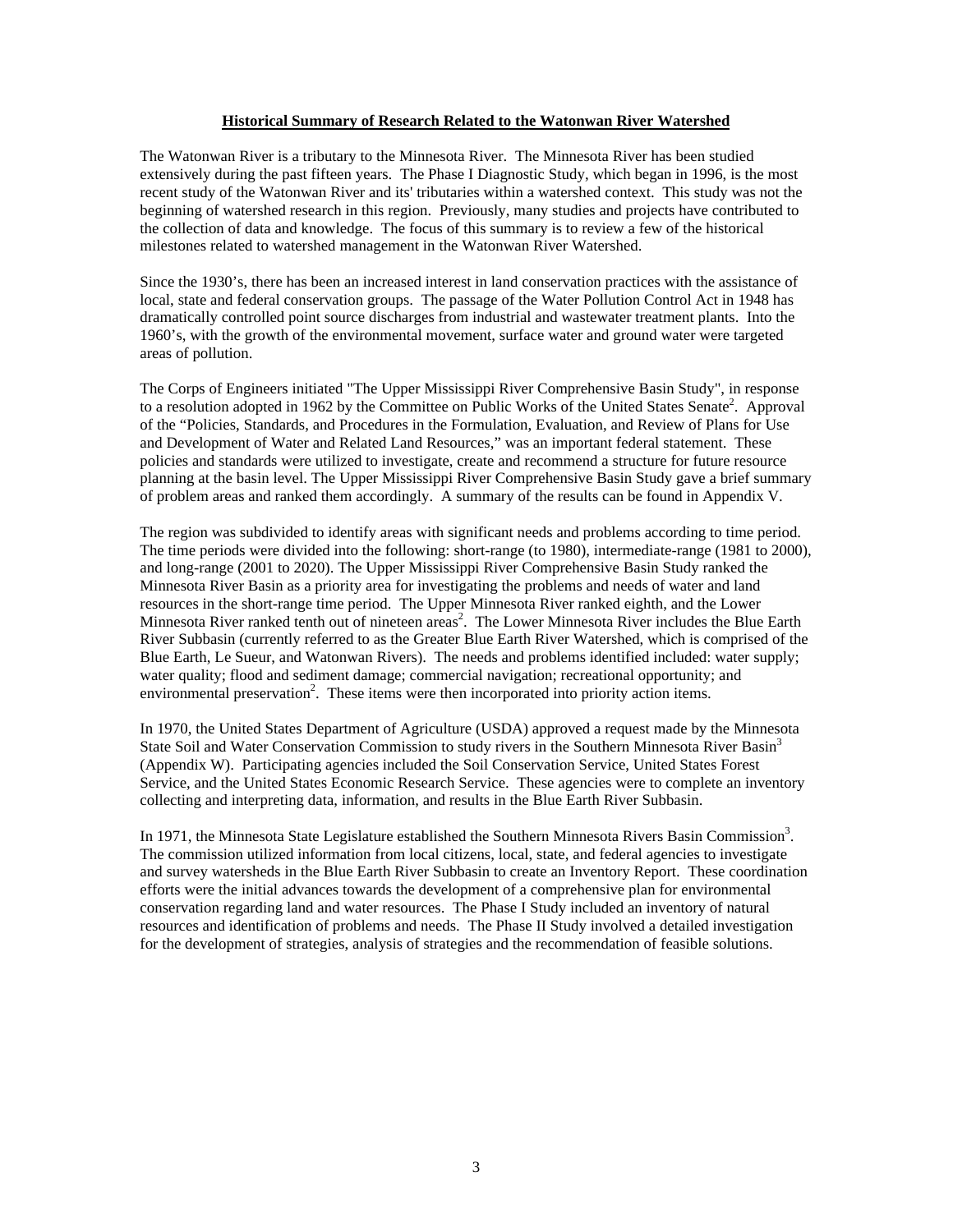## Historical Summary of Research Related to the Watonwan River Watershed

The Watonwan River is a tributary to the Minnesota River. The Minnesota River has been studied extensively during the past fifteen years. The Phase I Diagnostic Study, which began in 1996, is the most recent study of the Watonwan River and its' tributaries within a watershed context. This study was not the beginning of watershed research in this region. Previously, many studies and projects have contributed to the collection of data and knowledge. The focus of this summary is to review a few of the historical milestones related to watershed management in the Watonwan River Watershed.

Since the 1930's, there has been an increased interest in land conservation practices with the assistance of local, state and federal conservation groups. The passage of the Water Pollution Control Act in 1948 has dramatically controlled point source discharges from industrial and wastewater treatment plants. Into the 1960's, with the growth of the environmental movement, surface water and ground water were targeted areas of pollution.

The Corps of Engineers initiated "The Upper Mississippi River Comprehensive Basin Study", in response to a resolution adopted in 1962 by the Committee on Public Works of the United States Senate[2]. Approval of the "Policies, Standards, and Procedures in the Formulation, Evaluation, and Review of Plans for Use and Development of Water and Related Land Resources," was an important federal statement. These policies and standards were utilized to investigate, create and recommend a structure for future resource planning at the basin level. The Upper Mississippi River Comprehensive Basin Study gave a brief summary of problem areas and ranked them accordingly. A summary of the results can be found in Appendix V.

The region was subdivided to identify areas with significant needs and problems according to time period. The time periods were divided into the following: short-range (to 1980), intermediate-range (1981 to 2000), and long-range (2001 to 2020). The Upper Mississippi River Comprehensive Basin Study ranked the Minnesota River Basin as a priority area for investigating the problems and needs of water and land resources in the short-range time period. The Upper Minnesota River ranked eighth, and the Lower Minnesota River ranked tenth out of nineteen areas[2]. The Lower Minnesota River includes the Blue Earth River Subbasin (currently referred to as the Greater Blue Earth River Watershed, which is comprised of the Blue Earth, Le Sueur, and Watonwan Rivers). The needs and problems identified included: water supply; water quality; flood and sediment damage; commercial navigation; recreational opportunity; and environmental preservation[2]. These items were then incorporated into priority action items.

In 1970, the United States Department of Agriculture (USDA) approved a request made by the Minnesota State Soil and Water Conservation Commission to study rivers in the Southern Minnesota River Basin[3] (Appendix W). Participating agencies included the Soil Conservation Service, United States Forest Service, and the United States Economic Research Service. These agencies were to complete an inventory collecting and interpreting data, information, and results in the Blue Earth River Subbasin.

In 1971, the Minnesota State Legislature established the Southern Minnesota Rivers Basin Commission[3]. The commission utilized information from local citizens, local, state, and federal agencies to investigate and survey watersheds in the Blue Earth River Subbasin to create an Inventory Report. These coordination efforts were the initial advances towards the development of a comprehensive plan for environmental conservation regarding land and water resources. The Phase I Study included an inventory of natural resources and identification of problems and needs. The Phase II Study involved a detailed investigation for the development of strategies, analysis of strategies and the recommendation of feasible solutions.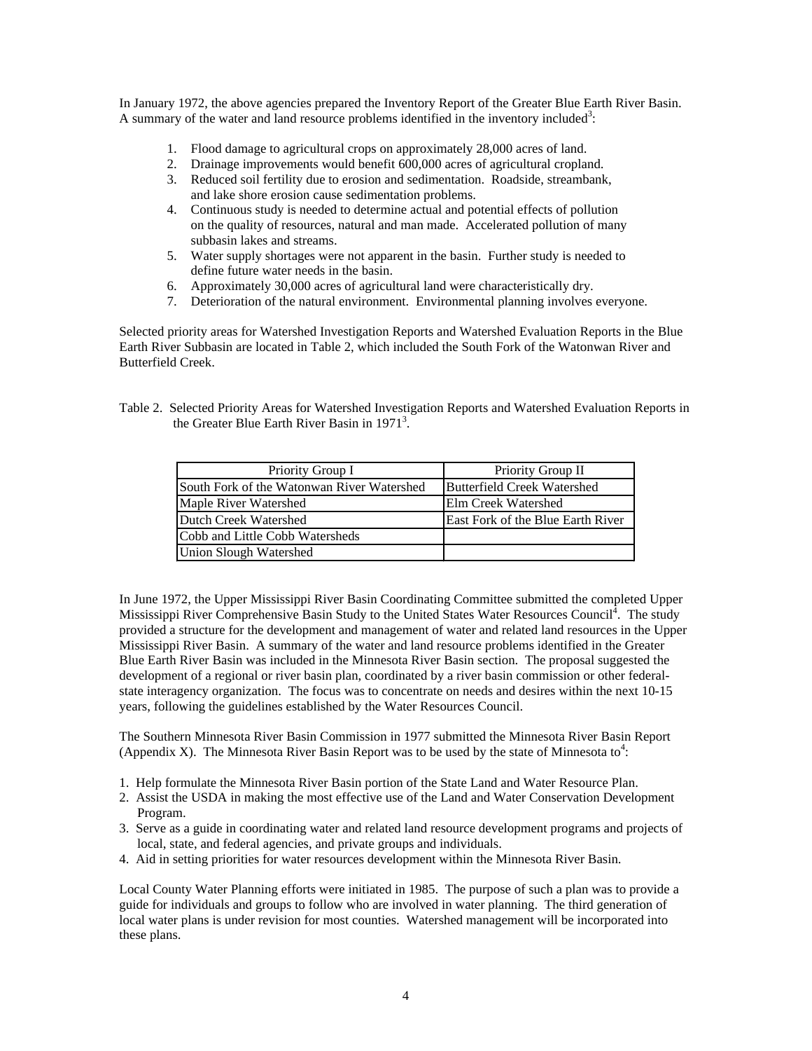In January 1972, the above agencies prepared the Inventory Report of the Greater Blue Earth River Basin. A summary of the water and land resource problems identified in the inventory included[3]:

1. Flood damage to agricultural crops on approximately 28,000 acres of land.
2. Drainage improvements would benefit 600,000 acres of agricultural cropland.
3. Reduced soil fertility due to erosion and sedimentation. Roadside, streambank, and lake shore erosion cause sedimentation problems.
4. Continuous study is needed to determine actual and potential effects of pollution on the quality of resources, natural and man made. Accelerated pollution of many subbasin lakes and streams.
5. Water supply shortages were not apparent in the basin. Further study is needed to define future water needs in the basin.
6. Approximately 30,000 acres of agricultural land were characteristically dry.
7. Deterioration of the natural environment. Environmental planning involves everyone.

Selected priority areas for Watershed Investigation Reports and Watershed Evaluation Reports in the Blue Earth River Subbasin are located in Table 2, which included the South Fork of the Watonwan River and Butterfield Creek.

Table 2. Selected Priority Areas for Watershed Investigation Reports and Watershed Evaluation Reports in the Greater Blue Earth River Basin in 1971[3].

| Priority Group I | Priority Group II |
|---|---|
| South Fork of the Watonwan River Watershed | Butterfield Creek Watershed |
| Maple River Watershed | Elm Creek Watershed |
| Dutch Creek Watershed | East Fork of the Blue Earth River |
| Cobb and Little Cobb Watersheds | |
| Union Slough Watershed | |

In June 1972, the Upper Mississippi River Basin Coordinating Committee submitted the completed Upper Mississippi River Comprehensive Basin Study to the United States Water Resources Council[4]. The study provided a structure for the development and management of water and related land resources in the Upper Mississippi River Basin. A summary of the water and land resource problems identified in the Greater Blue Earth River Basin was included in the Minnesota River Basin section. The proposal suggested the development of a regional or river basin plan, coordinated by a river basin commission or other federal-state interagency organization. The focus was to concentrate on needs and desires within the next 10-15 years, following the guidelines established by the Water Resources Council.

The Southern Minnesota River Basin Commission in 1977 submitted the Minnesota River Basin Report (Appendix X). The Minnesota River Basin Report was to be used by the state of Minnesota to[4]:

1. Help formulate the Minnesota River Basin portion of the State Land and Water Resource Plan.
2. Assist the USDA in making the most effective use of the Land and Water Conservation Development Program.
3. Serve as a guide in coordinating water and related land resource development programs and projects of local, state, and federal agencies, and private groups and individuals.
4. Aid in setting priorities for water resources development within the Minnesota River Basin.

Local County Water Planning efforts were initiated in 1985. The purpose of such a plan was to provide a guide for individuals and groups to follow who are involved in water planning. The third generation of local water plans is under revision for most counties. Watershed management will be incorporated into these plans.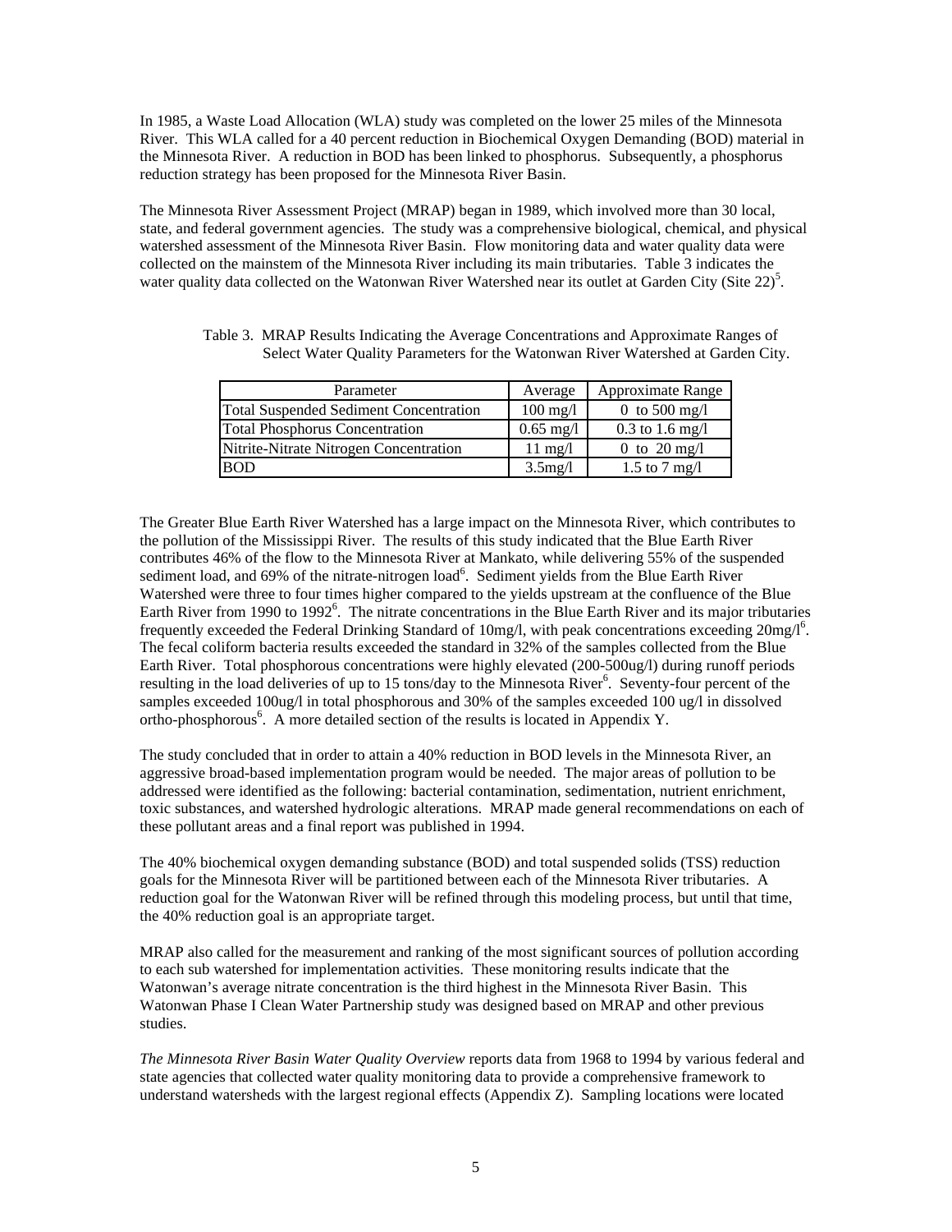In 1985, a Waste Load Allocation (WLA) study was completed on the lower 25 miles of the Minnesota River. This WLA called for a 40 percent reduction in Biochemical Oxygen Demanding (BOD) material in the Minnesota River. A reduction in BOD has been linked to phosphorus. Subsequently, a phosphorus reduction strategy has been proposed for the Minnesota River Basin.

The Minnesota River Assessment Project (MRAP) began in 1989, which involved more than 30 local, state, and federal government agencies. The study was a comprehensive biological, chemical, and physical watershed assessment of the Minnesota River Basin. Flow monitoring data and water quality data were collected on the mainstem of the Minnesota River including its main tributaries. Table 3 indicates the water quality data collected on the Watonwan River Watershed near its outlet at Garden City (Site 22)[5].

Table 3. MRAP Results Indicating the Average Concentrations and Approximate Ranges of Select Water Quality Parameters for the Watonwan River Watershed at Garden City.

| Parameter | Average | Approximate Range |
|---|---|---|
| Total Suspended Sediment Concentration | 100 mg/l | 0 to 500 mg/l |
| Total Phosphorus Concentration | 0.65 mg/l | 0.3 to 1.6 mg/l |
| Nitrite-Nitrate Nitrogen Concentration | 11 mg/l | 0 to 20 mg/l |
| BOD | 3.5mg/l | 1.5 to 7 mg/l |

The Greater Blue Earth River Watershed has a large impact on the Minnesota River, which contributes to the pollution of the Mississippi River. The results of this study indicated that the Blue Earth River contributes 46% of the flow to the Minnesota River at Mankato, while delivering 55% of the suspended sediment load, and 69% of the nitrate-nitrogen load[6]. Sediment yields from the Blue Earth River Watershed were three to four times higher compared to the yields upstream at the confluence of the Blue Earth River from 1990 to 1992[6]. The nitrate concentrations in the Blue Earth River and its major tributaries frequently exceeded the Federal Drinking Standard of 10mg/l, with peak concentrations exceeding 20mg/l[6]. The fecal coliform bacteria results exceeded the standard in 32% of the samples collected from the Blue Earth River. Total phosphorous concentrations were highly elevated (200-500ug/l) during runoff periods resulting in the load deliveries of up to 15 tons/day to the Minnesota River[6]. Seventy-four percent of the samples exceeded 100ug/l in total phosphorous and 30% of the samples exceeded 100 ug/l in dissolved ortho-phosphorous[6]. A more detailed section of the results is located in Appendix Y.

The study concluded that in order to attain a 40% reduction in BOD levels in the Minnesota River, an aggressive broad-based implementation program would be needed. The major areas of pollution to be addressed were identified as the following: bacterial contamination, sedimentation, nutrient enrichment, toxic substances, and watershed hydrologic alterations. MRAP made general recommendations on each of these pollutant areas and a final report was published in 1994.

The 40% biochemical oxygen demanding substance (BOD) and total suspended solids (TSS) reduction goals for the Minnesota River will be partitioned between each of the Minnesota River tributaries. A reduction goal for the Watonwan River will be refined through this modeling process, but until that time, the 40% reduction goal is an appropriate target.

MRAP also called for the measurement and ranking of the most significant sources of pollution according to each sub watershed for implementation activities. These monitoring results indicate that the Watonwan's average nitrate concentration is the third highest in the Minnesota River Basin. This Watonwan Phase I Clean Water Partnership study was designed based on MRAP and other previous studies.

*The Minnesota River Basin Water Quality Overview* reports data from 1968 to 1994 by various federal and state agencies that collected water quality monitoring data to provide a comprehensive framework to understand watersheds with the largest regional effects (Appendix Z). Sampling locations were located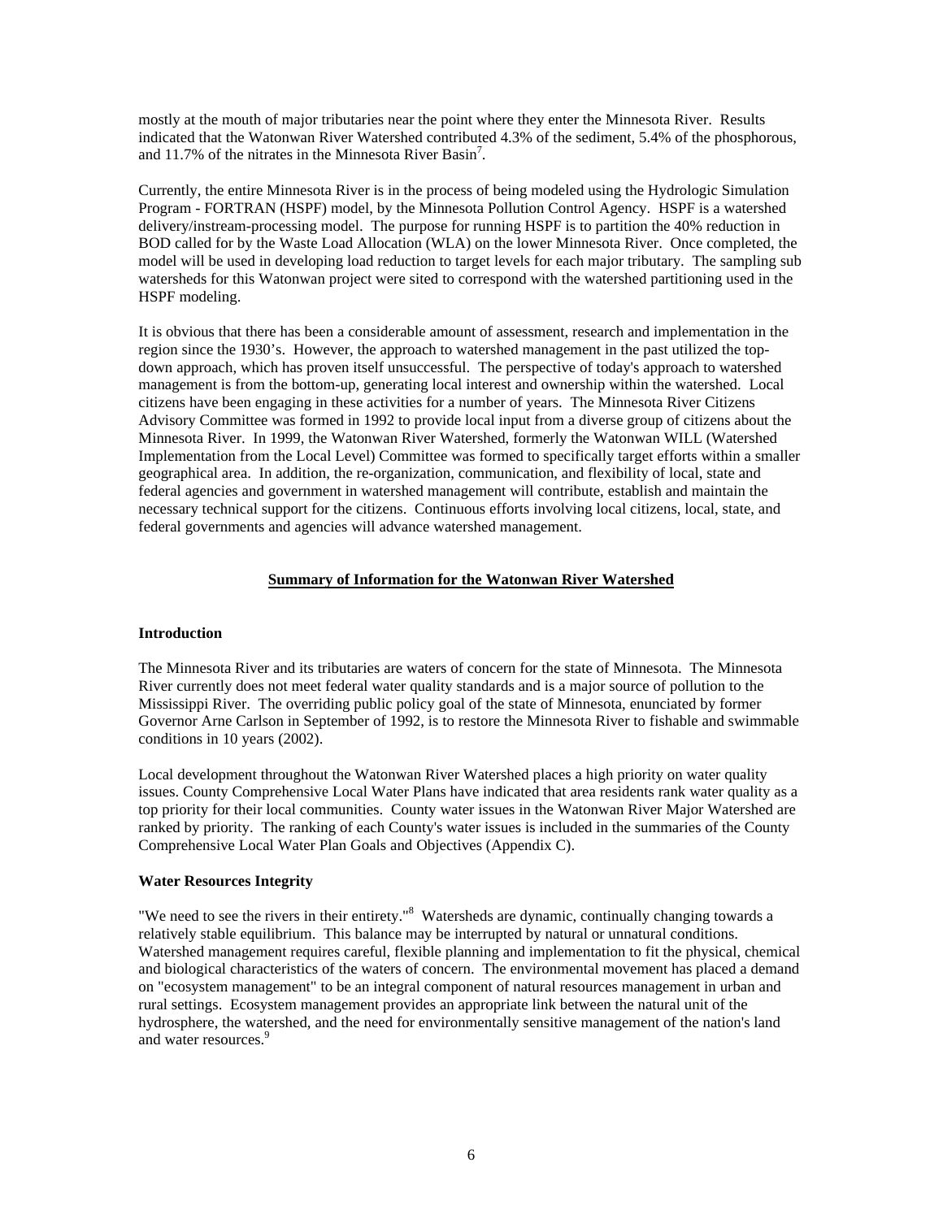mostly at the mouth of major tributaries near the point where they enter the Minnesota River. Results indicated that the Watonwan River Watershed contributed 4.3% of the sediment, 5.4% of the phosphorous, and 11.7% of the nitrates in the Minnesota River Basin[7].

Currently, the entire Minnesota River is in the process of being modeled using the Hydrologic Simulation Program - FORTRAN (HSPF) model, by the Minnesota Pollution Control Agency. HSPF is a watershed delivery/instream-processing model. The purpose for running HSPF is to partition the 40% reduction in BOD called for by the Waste Load Allocation (WLA) on the lower Minnesota River. Once completed, the model will be used in developing load reduction to target levels for each major tributary. The sampling sub watersheds for this Watonwan project were sited to correspond with the watershed partitioning used in the HSPF modeling.

It is obvious that there has been a considerable amount of assessment, research and implementation in the region since the 1930's. However, the approach to watershed management in the past utilized the top-down approach, which has proven itself unsuccessful. The perspective of today's approach to watershed management is from the bottom-up, generating local interest and ownership within the watershed. Local citizens have been engaging in these activities for a number of years. The Minnesota River Citizens Advisory Committee was formed in 1992 to provide local input from a diverse group of citizens about the Minnesota River. In 1999, the Watonwan River Watershed, formerly the Watonwan WILL (Watershed Implementation from the Local Level) Committee was formed to specifically target efforts within a smaller geographical area. In addition, the re-organization, communication, and flexibility of local, state and federal agencies and government in watershed management will contribute, establish and maintain the necessary technical support for the citizens. Continuous efforts involving local citizens, local, state, and federal governments and agencies will advance watershed management.

## Summary of Information for the Watonwan River Watershed

### Introduction

The Minnesota River and its tributaries are waters of concern for the state of Minnesota. The Minnesota River currently does not meet federal water quality standards and is a major source of pollution to the Mississippi River. The overriding public policy goal of the state of Minnesota, enunciated by former Governor Arne Carlson in September of 1992, is to restore the Minnesota River to fishable and swimmable conditions in 10 years (2002).

Local development throughout the Watonwan River Watershed places a high priority on water quality issues. County Comprehensive Local Water Plans have indicated that area residents rank water quality as a top priority for their local communities. County water issues in the Watonwan River Major Watershed are ranked by priority. The ranking of each County's water issues is included in the summaries of the County Comprehensive Local Water Plan Goals and Objectives (Appendix C).

### Water Resources Integrity

"We need to see the rivers in their entirety."[8] Watersheds are dynamic, continually changing towards a relatively stable equilibrium. This balance may be interrupted by natural or unnatural conditions. Watershed management requires careful, flexible planning and implementation to fit the physical, chemical and biological characteristics of the waters of concern. The environmental movement has placed a demand on "ecosystem management" to be an integral component of natural resources management in urban and rural settings. Ecosystem management provides an appropriate link between the natural unit of the hydrosphere, the watershed, and the need for environmentally sensitive management of the nation's land and water resources.[9]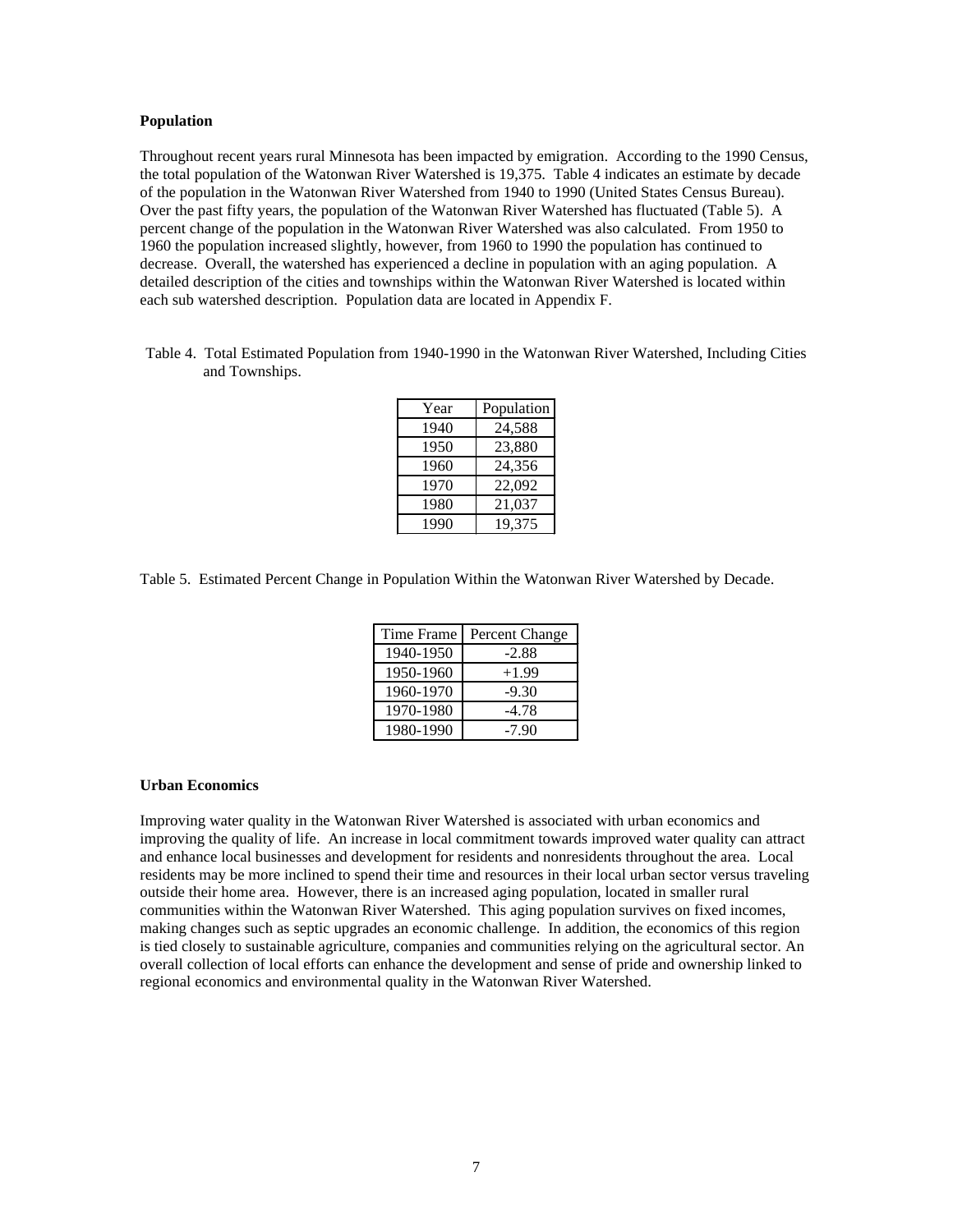### Population

Throughout recent years rural Minnesota has been impacted by emigration. According to the 1990 Census, the total population of the Watonwan River Watershed is 19,375. Table 4 indicates an estimate by decade of the population in the Watonwan River Watershed from 1940 to 1990 (United States Census Bureau). Over the past fifty years, the population of the Watonwan River Watershed has fluctuated (Table 5). A percent change of the population in the Watonwan River Watershed was also calculated. From 1950 to 1960 the population increased slightly, however, from 1960 to 1990 the population has continued to decrease. Overall, the watershed has experienced a decline in population with an aging population. A detailed description of the cities and townships within the Watonwan River Watershed is located within each sub watershed description. Population data are located in Appendix F.

Table 4. Total Estimated Population from 1940-1990 in the Watonwan River Watershed, Including Cities and Townships.

| Year | Population |
|---|---|
| 1940 | 24,588 |
| 1950 | 23,880 |
| 1960 | 24,356 |
| 1970 | 22,092 |
| 1980 | 21,037 |
| 1990 | 19,375 |

Table 5. Estimated Percent Change in Population Within the Watonwan River Watershed by Decade.

| Time Frame | Percent Change |
|---|---|
| 1940-1950 | -2.88 |
| 1950-1960 | +1.99 |
| 1960-1970 | -9.30 |
| 1970-1980 | -4.78 |
| 1980-1990 | -7.90 |

### Urban Economics

Improving water quality in the Watonwan River Watershed is associated with urban economics and improving the quality of life. An increase in local commitment towards improved water quality can attract and enhance local businesses and development for residents and nonresidents throughout the area. Local residents may be more inclined to spend their time and resources in their local urban sector versus traveling outside their home area. However, there is an increased aging population, located in smaller rural communities within the Watonwan River Watershed. This aging population survives on fixed incomes, making changes such as septic upgrades an economic challenge. In addition, the economics of this region is tied closely to sustainable agriculture, companies and communities relying on the agricultural sector. An overall collection of local efforts can enhance the development and sense of pride and ownership linked to regional economics and environmental quality in the Watonwan River Watershed.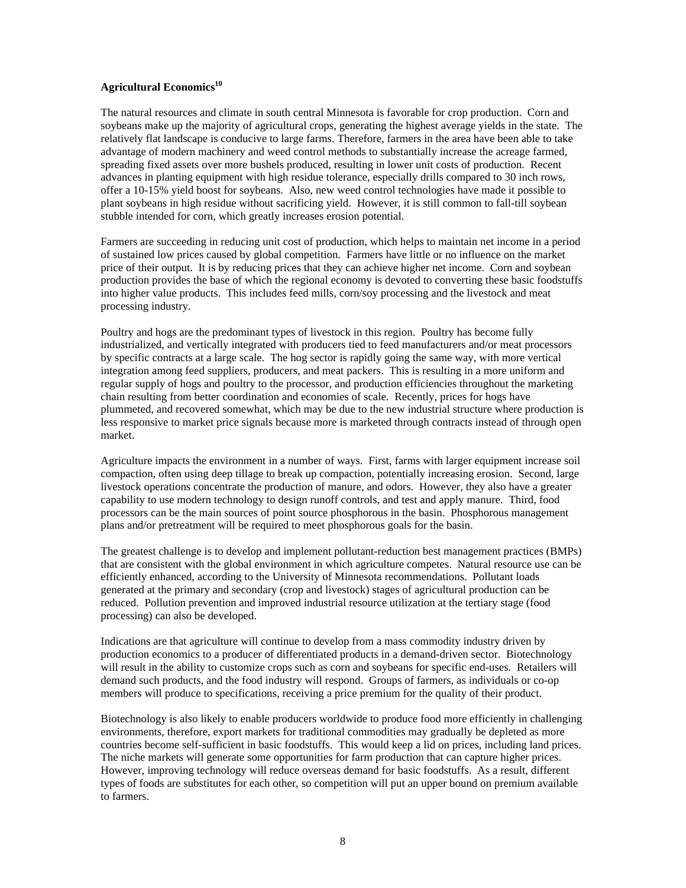**Agricultural Economics[10]**

The natural resources and climate in south central Minnesota is favorable for crop production. Corn and soybeans make up the majority of agricultural crops, generating the highest average yields in the state. The relatively flat landscape is conducive to large farms. Therefore, farmers in the area have been able to take advantage of modern machinery and weed control methods to substantially increase the acreage farmed, spreading fixed assets over more bushels produced, resulting in lower unit costs of production. Recent advances in planting equipment with high residue tolerance, especially drills compared to 30 inch rows, offer a 10-15% yield boost for soybeans. Also, new weed control technologies have made it possible to plant soybeans in high residue without sacrificing yield. However, it is still common to fall-till soybean stubble intended for corn, which greatly increases erosion potential.

Farmers are succeeding in reducing unit cost of production, which helps to maintain net income in a period of sustained low prices caused by global competition. Farmers have little or no influence on the market price of their output. It is by reducing prices that they can achieve higher net income. Corn and soybean production provides the base of which the regional economy is devoted to converting these basic foodstuffs into higher value products. This includes feed mills, corn/soy processing and the livestock and meat processing industry.

Poultry and hogs are the predominant types of livestock in this region. Poultry has become fully industrialized, and vertically integrated with producers tied to feed manufacturers and/or meat processors by specific contracts at a large scale. The hog sector is rapidly going the same way, with more vertical integration among feed suppliers, producers, and meat packers. This is resulting in a more uniform and regular supply of hogs and poultry to the processor, and production efficiencies throughout the marketing chain resulting from better coordination and economies of scale. Recently, prices for hogs have plummeted, and recovered somewhat, which may be due to the new industrial structure where production is less responsive to market price signals because more is marketed through contracts instead of through open market.

Agriculture impacts the environment in a number of ways. First, farms with larger equipment increase soil compaction, often using deep tillage to break up compaction, potentially increasing erosion. Second, large livestock operations concentrate the production of manure, and odors. However, they also have a greater capability to use modern technology to design runoff controls, and test and apply manure. Third, food processors can be the main sources of point source phosphorous in the basin. Phosphorous management plans and/or pretreatment will be required to meet phosphorous goals for the basin.

The greatest challenge is to develop and implement pollutant-reduction best management practices (BMPs) that are consistent with the global environment in which agriculture competes. Natural resource use can be efficiently enhanced, according to the University of Minnesota recommendations. Pollutant loads generated at the primary and secondary (crop and livestock) stages of agricultural production can be reduced. Pollution prevention and improved industrial resource utilization at the tertiary stage (food processing) can also be developed.

Indications are that agriculture will continue to develop from a mass commodity industry driven by production economics to a producer of differentiated products in a demand-driven sector. Biotechnology will result in the ability to customize crops such as corn and soybeans for specific end-uses. Retailers will demand such products, and the food industry will respond. Groups of farmers, as individuals or co-op members will produce to specifications, receiving a price premium for the quality of their product.

Biotechnology is also likely to enable producers worldwide to produce food more efficiently in challenging environments, therefore, export markets for traditional commodities may gradually be depleted as more countries become self-sufficient in basic foodstuffs. This would keep a lid on prices, including land prices. The niche markets will generate some opportunities for farm production that can capture higher prices. However, improving technology will reduce overseas demand for basic foodstuffs. As a result, different types of foods are substitutes for each other, so competition will put an upper bound on premium available to farmers.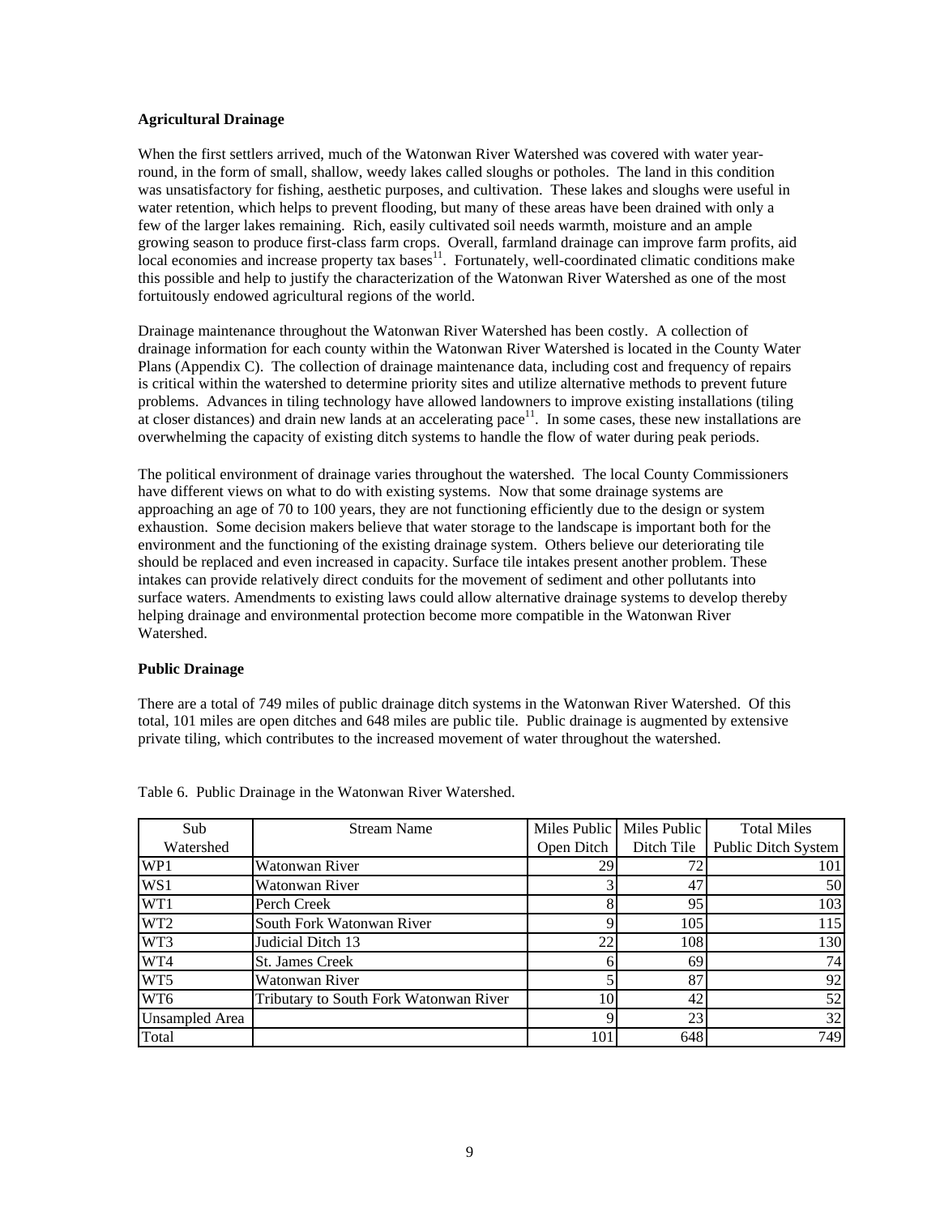**Agricultural Drainage**

When the first settlers arrived, much of the Watonwan River Watershed was covered with water year-round, in the form of small, shallow, weedy lakes called sloughs or potholes. The land in this condition was unsatisfactory for fishing, aesthetic purposes, and cultivation. These lakes and sloughs were useful in water retention, which helps to prevent flooding, but many of these areas have been drained with only a few of the larger lakes remaining. Rich, easily cultivated soil needs warmth, moisture and an ample growing season to produce first-class farm crops. Overall, farmland drainage can improve farm profits, aid local economies and increase property tax bases[11]. Fortunately, well-coordinated climatic conditions make this possible and help to justify the characterization of the Watonwan River Watershed as one of the most fortuitously endowed agricultural regions of the world.

Drainage maintenance throughout the Watonwan River Watershed has been costly. A collection of drainage information for each county within the Watonwan River Watershed is located in the County Water Plans (Appendix C). The collection of drainage maintenance data, including cost and frequency of repairs is critical within the watershed to determine priority sites and utilize alternative methods to prevent future problems. Advances in tiling technology have allowed landowners to improve existing installations (tiling at closer distances) and drain new lands at an accelerating pace[11]. In some cases, these new installations are overwhelming the capacity of existing ditch systems to handle the flow of water during peak periods.

The political environment of drainage varies throughout the watershed. The local County Commissioners have different views on what to do with existing systems. Now that some drainage systems are approaching an age of 70 to 100 years, they are not functioning efficiently due to the design or system exhaustion. Some decision makers believe that water storage to the landscape is important both for the environment and the functioning of the existing drainage system. Others believe our deteriorating tile should be replaced and even increased in capacity. Surface tile intakes present another problem. These intakes can provide relatively direct conduits for the movement of sediment and other pollutants into surface waters. Amendments to existing laws could allow alternative drainage systems to develop thereby helping drainage and environmental protection become more compatible in the Watonwan River Watershed.

**Public Drainage**

There are a total of 749 miles of public drainage ditch systems in the Watonwan River Watershed. Of this total, 101 miles are open ditches and 648 miles are public tile. Public drainage is augmented by extensive private tiling, which contributes to the increased movement of water throughout the watershed.

Table 6. Public Drainage in the Watonwan River Watershed.

| Sub Watershed | Stream Name | Miles Public Open Ditch | Miles Public Ditch Tile | Total Miles Public Ditch System |
|---|---|---|---|---|
| WP1 | Watonwan River | 29 | 72 | 101 |
| WS1 | Watonwan River | 3 | 47 | 50 |
| WT1 | Perch Creek | 8 | 95 | 103 |
| WT2 | South Fork Watonwan River | 9 | 105 | 115 |
| WT3 | Judicial Ditch 13 | 22 | 108 | 130 |
| WT4 | St. James Creek | 6 | 69 | 74 |
| WT5 | Watonwan River | 5 | 87 | 92 |
| WT6 | Tributary to South Fork Watonwan River | 10 | 42 | 52 |
| Unsampled Area | | 9 | 23 | 32 |
| Total | | 101 | 648 | 749 |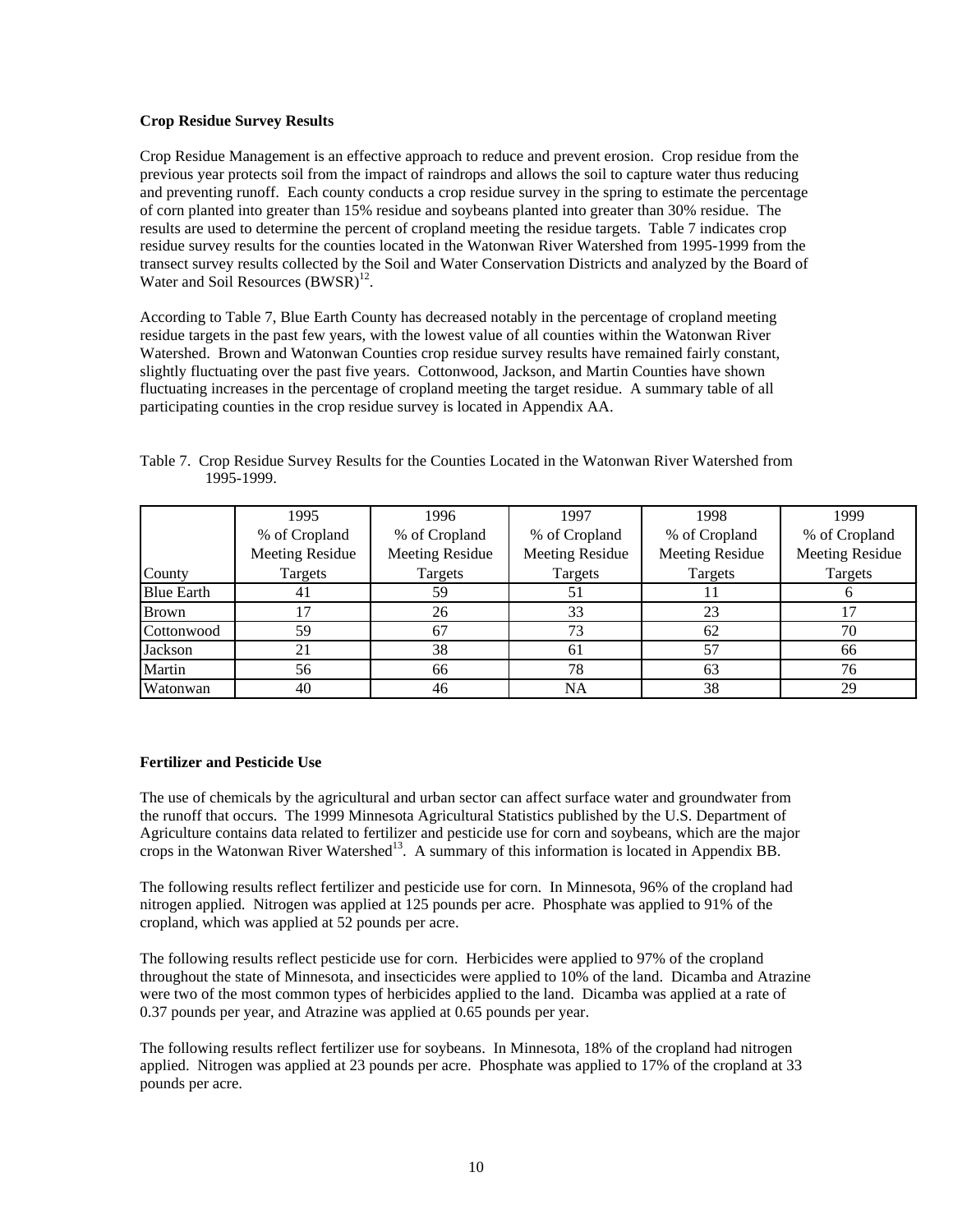**Crop Residue Survey Results**

Crop Residue Management is an effective approach to reduce and prevent erosion. Crop residue from the previous year protects soil from the impact of raindrops and allows the soil to capture water thus reducing and preventing runoff. Each county conducts a crop residue survey in the spring to estimate the percentage of corn planted into greater than 15% residue and soybeans planted into greater than 30% residue. The results are used to determine the percent of cropland meeting the residue targets. Table 7 indicates crop residue survey results for the counties located in the Watonwan River Watershed from 1995-1999 from the transect survey results collected by the Soil and Water Conservation Districts and analyzed by the Board of Water and Soil Resources (BWSR)[12].

According to Table 7, Blue Earth County has decreased notably in the percentage of cropland meeting residue targets in the past few years, with the lowest value of all counties within the Watonwan River Watershed. Brown and Watonwan Counties crop residue survey results have remained fairly constant, slightly fluctuating over the past five years. Cottonwood, Jackson, and Martin Counties have shown fluctuating increases in the percentage of cropland meeting the target residue. A summary table of all participating counties in the crop residue survey is located in Appendix AA.

Table 7. Crop Residue Survey Results for the Counties Located in the Watonwan River Watershed from 1995-1999.

| County | 1995 % of Cropland Meeting Residue Targets | 1996 % of Cropland Meeting Residue Targets | 1997 % of Cropland Meeting Residue Targets | 1998 % of Cropland Meeting Residue Targets | 1999 % of Cropland Meeting Residue Targets |
|---|---|---|---|---|---|
| Blue Earth | 41 | 59 | 51 | 11 | 6 |
| Brown | 17 | 26 | 33 | 23 | 17 |
| Cottonwood | 59 | 67 | 73 | 62 | 70 |
| Jackson | 21 | 38 | 61 | 57 | 66 |
| Martin | 56 | 66 | 78 | 63 | 76 |
| Watonwan | 40 | 46 | NA | 38 | 29 |

**Fertilizer and Pesticide Use**

The use of chemicals by the agricultural and urban sector can affect surface water and groundwater from the runoff that occurs. The 1999 Minnesota Agricultural Statistics published by the U.S. Department of Agriculture contains data related to fertilizer and pesticide use for corn and soybeans, which are the major crops in the Watonwan River Watershed[13]. A summary of this information is located in Appendix BB.

The following results reflect fertilizer and pesticide use for corn. In Minnesota, 96% of the cropland had nitrogen applied. Nitrogen was applied at 125 pounds per acre. Phosphate was applied to 91% of the cropland, which was applied at 52 pounds per acre.

The following results reflect pesticide use for corn. Herbicides were applied to 97% of the cropland throughout the state of Minnesota, and insecticides were applied to 10% of the land. Dicamba and Atrazine were two of the most common types of herbicides applied to the land. Dicamba was applied at a rate of 0.37 pounds per year, and Atrazine was applied at 0.65 pounds per year.

The following results reflect fertilizer use for soybeans. In Minnesota, 18% of the cropland had nitrogen applied. Nitrogen was applied at 23 pounds per acre. Phosphate was applied to 17% of the cropland at 33 pounds per acre.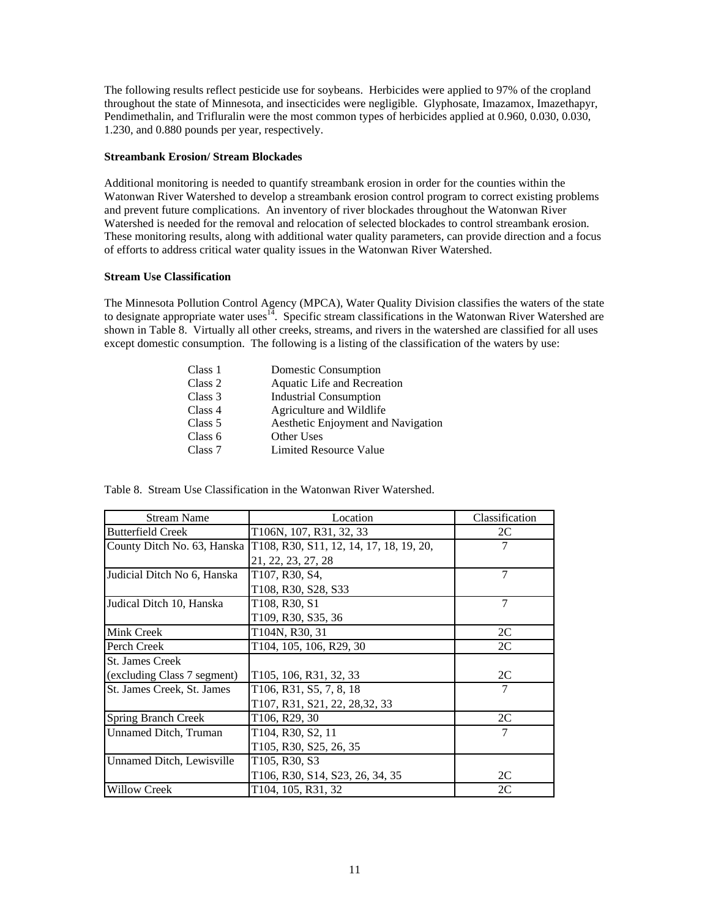The following results reflect pesticide use for soybeans. Herbicides were applied to 97% of the cropland throughout the state of Minnesota, and insecticides were negligible. Glyphosate, Imazamox, Imazethapyr, Pendimethalin, and Trifluralin were the most common types of herbicides applied at 0.960, 0.030, 0.030, 1.230, and 0.880 pounds per year, respectively.

**Streambank Erosion/ Stream Blockades**

Additional monitoring is needed to quantify streambank erosion in order for the counties within the Watonwan River Watershed to develop a streambank erosion control program to correct existing problems and prevent future complications. An inventory of river blockades throughout the Watonwan River Watershed is needed for the removal and relocation of selected blockades to control streambank erosion. These monitoring results, along with additional water quality parameters, can provide direction and a focus of efforts to address critical water quality issues in the Watonwan River Watershed.

**Stream Use Classification**

The Minnesota Pollution Control Agency (MPCA), Water Quality Division classifies the waters of the state to designate appropriate water uses[14]. Specific stream classifications in the Watonwan River Watershed are shown in Table 8. Virtually all other creeks, streams, and rivers in the watershed are classified for all uses except domestic consumption. The following is a listing of the classification of the waters by use:

| | |
|---|---|
| Class 1 | Domestic Consumption |
| Class 2 | Aquatic Life and Recreation |
| Class 3 | Industrial Consumption |
| Class 4 | Agriculture and Wildlife |
| Class 5 | Aesthetic Enjoyment and Navigation |
| Class 6 | Other Uses |
| Class 7 | Limited Resource Value |

Table 8. Stream Use Classification in the Watonwan River Watershed.

| Stream Name | Location | Classification |
|---|---|---|
| Butterfield Creek | T106N, 107, R31, 32, 33 | 2C |
| County Ditch No. 63, Hanska | T108, R30, S11, 12, 14, 17, 18, 19, 20, 21, 22, 23, 27, 28 | 7 |
| Judicial Ditch No 6, Hanska | T107, R30, S4, T108, R30, S28, S33 | 7 |
| Judical Ditch 10, Hanska | T108, R30, S1 T109, R30, S35, 36 | 7 |
| Mink Creek | T104N, R30, 31 | 2C |
| Perch Creek | T104, 105, 106, R29, 30 | 2C |
| St. James Creek (excluding Class 7 segment) | T105, 106, R31, 32, 33 | 2C |
| St. James Creek, St. James | T106, R31, S5, 7, 8, 18 T107, R31, S21, 22, 28,32, 33 | 7 |
| Spring Branch Creek | T106, R29, 30 | 2C |
| Unnamed Ditch, Truman | T104, R30, S2, 11 T105, R30, S25, 26, 35 | 7 |
| Unnamed Ditch, Lewisville | T105, R30, S3 T106, R30, S14, S23, 26, 34, 35 | 2C |
| Willow Creek | T104, 105, R31, 32 | 2C |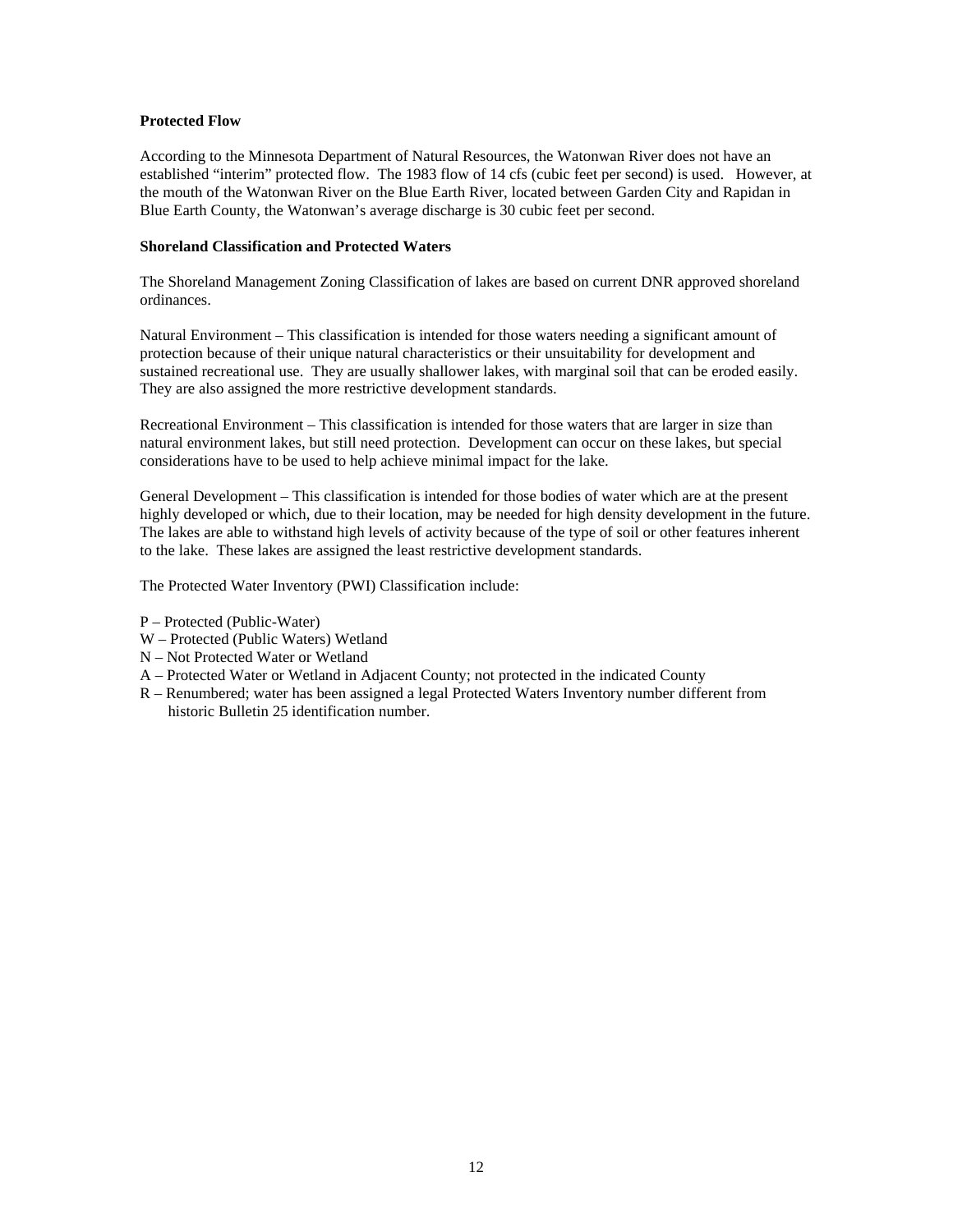**Protected Flow**

According to the Minnesota Department of Natural Resources, the Watonwan River does not have an established "interim" protected flow. The 1983 flow of 14 cfs (cubic feet per second) is used. However, at the mouth of the Watonwan River on the Blue Earth River, located between Garden City and Rapidan in Blue Earth County, the Watonwan's average discharge is 30 cubic feet per second.

**Shoreland Classification and Protected Waters**

The Shoreland Management Zoning Classification of lakes are based on current DNR approved shoreland ordinances.

Natural Environment – This classification is intended for those waters needing a significant amount of protection because of their unique natural characteristics or their unsuitability for development and sustained recreational use. They are usually shallower lakes, with marginal soil that can be eroded easily. They are also assigned the more restrictive development standards.

Recreational Environment – This classification is intended for those waters that are larger in size than natural environment lakes, but still need protection. Development can occur on these lakes, but special considerations have to be used to help achieve minimal impact for the lake.

General Development – This classification is intended for those bodies of water which are at the present highly developed or which, due to their location, may be needed for high density development in the future. The lakes are able to withstand high levels of activity because of the type of soil or other features inherent to the lake. These lakes are assigned the least restrictive development standards.

The Protected Water Inventory (PWI) Classification include:

P – Protected (Public-Water)
W – Protected (Public Waters) Wetland
N – Not Protected Water or Wetland
A – Protected Water or Wetland in Adjacent County; not protected in the indicated County
R – Renumbered; water has been assigned a legal Protected Waters Inventory number different from historic Bulletin 25 identification number.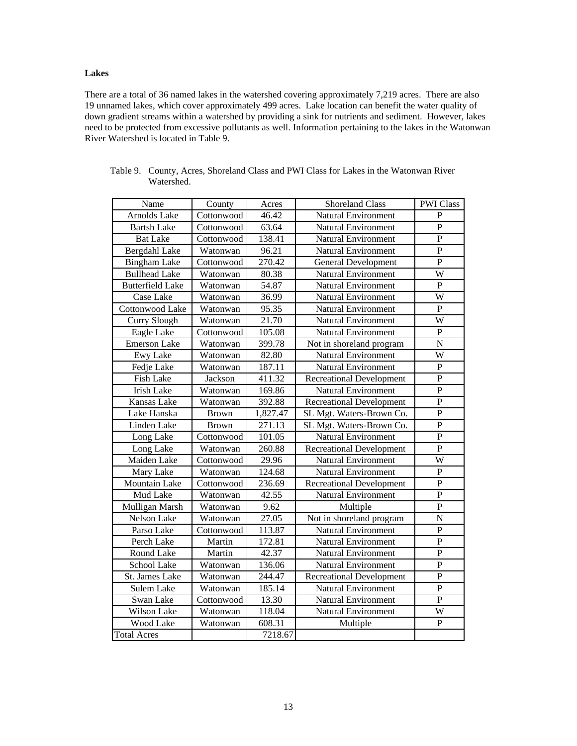**Lakes**

There are a total of 36 named lakes in the watershed covering approximately 7,219 acres. There are also 19 unnamed lakes, which cover approximately 499 acres. Lake location can benefit the water quality of down gradient streams within a watershed by providing a sink for nutrients and sediment. However, lakes need to be protected from excessive pollutants as well. Information pertaining to the lakes in the Watonwan River Watershed is located in Table 9.

Table 9. County, Acres, Shoreland Class and PWI Class for Lakes in the Watonwan River Watershed.

| Name | County | Acres | Shoreland Class | PWI Class |
|---|---|---|---|---|
| Arnolds Lake | Cottonwood | 46.42 | Natural Environment | P |
| Bartsh Lake | Cottonwood | 63.64 | Natural Environment | P |
| Bat Lake | Cottonwood | 138.41 | Natural Environment | P |
| Bergdahl Lake | Watonwan | 96.21 | Natural Environment | P |
| Bingham Lake | Cottonwood | 270.42 | General Development | P |
| Bullhead Lake | Watonwan | 80.38 | Natural Environment | W |
| Butterfield Lake | Watonwan | 54.87 | Natural Environment | P |
| Case Lake | Watonwan | 36.99 | Natural Environment | W |
| Cottonwood Lake | Watonwan | 95.35 | Natural Environment | P |
| Curry Slough | Watonwan | 21.70 | Natural Environment | W |
| Eagle Lake | Cottonwood | 105.08 | Natural Environment | P |
| Emerson Lake | Watonwan | 399.78 | Not in shoreland program | N |
| Ewy Lake | Watonwan | 82.80 | Natural Environment | W |
| Fedje Lake | Watonwan | 187.11 | Natural Environment | P |
| Fish Lake | Jackson | 411.32 | Recreational Development | P |
| Irish Lake | Watonwan | 169.86 | Natural Environment | P |
| Kansas Lake | Watonwan | 392.88 | Recreational Development | P |
| Lake Hanska | Brown | 1,827.47 | SL Mgt. Waters-Brown Co. | P |
| Linden Lake | Brown | 271.13 | SL Mgt. Waters-Brown Co. | P |
| Long Lake | Cottonwood | 101.05 | Natural Environment | P |
| Long Lake | Watonwan | 260.88 | Recreational Development | P |
| Maiden Lake | Cottonwood | 29.96 | Natural Environment | W |
| Mary Lake | Watonwan | 124.68 | Natural Environment | P |
| Mountain Lake | Cottonwood | 236.69 | Recreational Development | P |
| Mud Lake | Watonwan | 42.55 | Natural Environment | P |
| Mulligan Marsh | Watonwan | 9.62 | Multiple | P |
| Nelson Lake | Watonwan | 27.05 | Not in shoreland program | N |
| Parso Lake | Cottonwood | 113.87 | Natural Environment | P |
| Perch Lake | Martin | 172.81 | Natural Environment | P |
| Round Lake | Martin | 42.37 | Natural Environment | P |
| School Lake | Watonwan | 136.06 | Natural Environment | P |
| St. James Lake | Watonwan | 244.47 | Recreational Development | P |
| Sulem Lake | Watonwan | 185.14 | Natural Environment | P |
| Swan Lake | Cottonwood | 13.30 | Natural Environment | P |
| Wilson Lake | Watonwan | 118.04 | Natural Environment | W |
| Wood Lake | Watonwan | 608.31 | Multiple | P |
| Total Acres | | 7218.67 | | |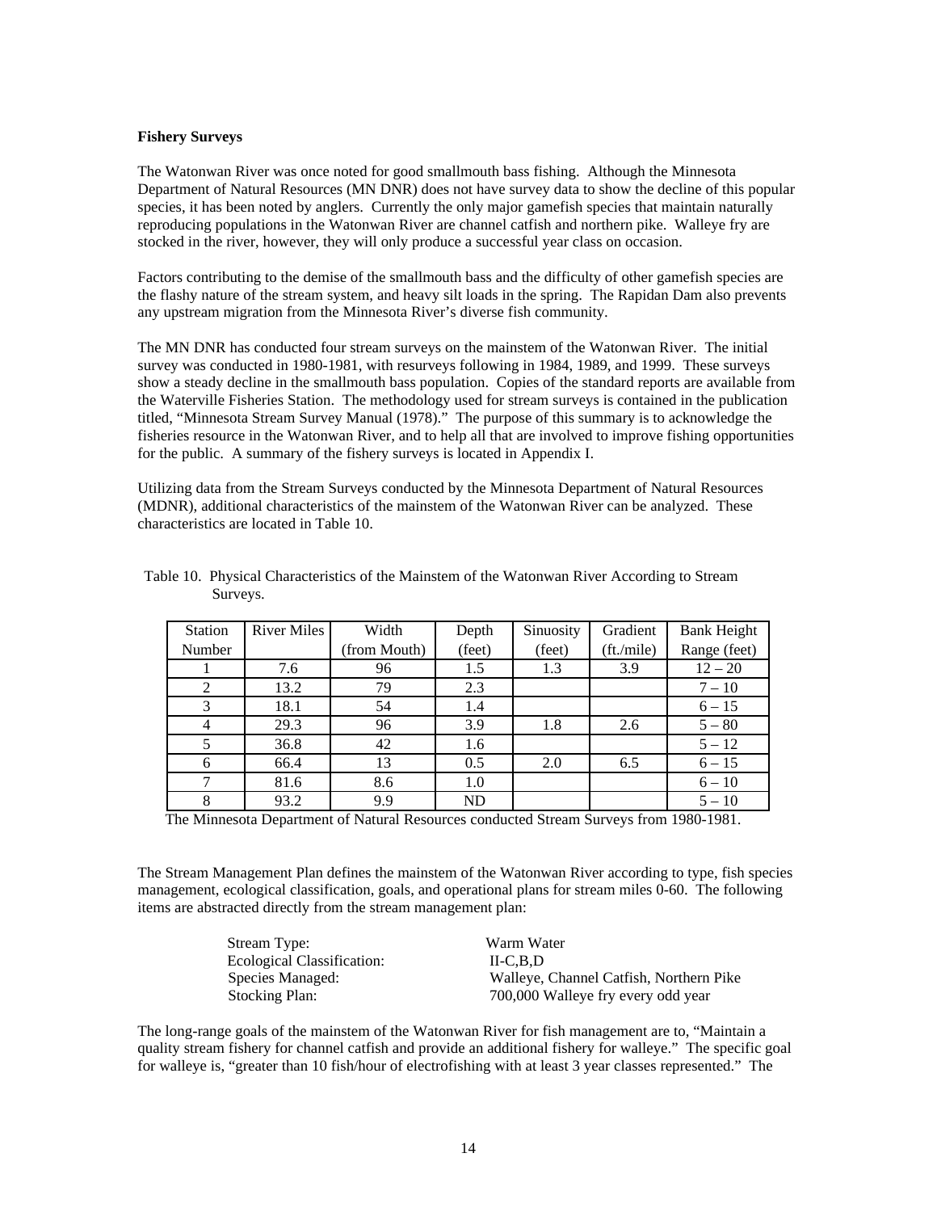**Fishery Surveys**

The Watonwan River was once noted for good smallmouth bass fishing. Although the Minnesota Department of Natural Resources (MN DNR) does not have survey data to show the decline of this popular species, it has been noted by anglers. Currently the only major gamefish species that maintain naturally reproducing populations in the Watonwan River are channel catfish and northern pike. Walleye fry are stocked in the river, however, they will only produce a successful year class on occasion.

Factors contributing to the demise of the smallmouth bass and the difficulty of other gamefish species are the flashy nature of the stream system, and heavy silt loads in the spring. The Rapidan Dam also prevents any upstream migration from the Minnesota River's diverse fish community.

The MN DNR has conducted four stream surveys on the mainstem of the Watonwan River. The initial survey was conducted in 1980-1981, with resurveys following in 1984, 1989, and 1999. These surveys show a steady decline in the smallmouth bass population. Copies of the standard reports are available from the Waterville Fisheries Station. The methodology used for stream surveys is contained in the publication titled, "Minnesota Stream Survey Manual (1978)." The purpose of this summary is to acknowledge the fisheries resource in the Watonwan River, and to help all that are involved to improve fishing opportunities for the public. A summary of the fishery surveys is located in Appendix I.

Utilizing data from the Stream Surveys conducted by the Minnesota Department of Natural Resources (MDNR), additional characteristics of the mainstem of the Watonwan River can be analyzed. These characteristics are located in Table 10.

Table 10. Physical Characteristics of the Mainstem of the Watonwan River According to Stream Surveys.

| Station Number | River Miles | Width (from Mouth) | Depth (feet) | Sinuosity (feet) | Gradient (ft./mile) | Bank Height Range (feet) |
|---|---|---|---|---|---|---|
| 1 | 7.6 | 96 | 1.5 | 1.3 | 3.9 | 12 – 20 |
| 2 | 13.2 | 79 | 2.3 | | | 7 – 10 |
| 3 | 18.1 | 54 | 1.4 | | | 6 – 15 |
| 4 | 29.3 | 96 | 3.9 | 1.8 | 2.6 | 5 – 80 |
| 5 | 36.8 | 42 | 1.6 | | | 5 – 12 |
| 6 | 66.4 | 13 | 0.5 | 2.0 | 6.5 | 6 – 15 |
| 7 | 81.6 | 8.6 | 1.0 | | | 6 – 10 |
| 8 | 93.2 | 9.9 | ND | | | 5 – 10 |

The Minnesota Department of Natural Resources conducted Stream Surveys from 1980-1981.

The Stream Management Plan defines the mainstem of the Watonwan River according to type, fish species management, ecological classification, goals, and operational plans for stream miles 0-60. The following items are abstracted directly from the stream management plan:

| | |
|---|---|
| Stream Type: | Warm Water |
| Ecological Classification: | II-C,B,D |
| Species Managed: | Walleye, Channel Catfish, Northern Pike |
| Stocking Plan: | 700,000 Walleye fry every odd year |

The long-range goals of the mainstem of the Watonwan River for fish management are to, "Maintain a quality stream fishery for channel catfish and provide an additional fishery for walleye." The specific goal for walleye is, "greater than 10 fish/hour of electrofishing with at least 3 year classes represented." The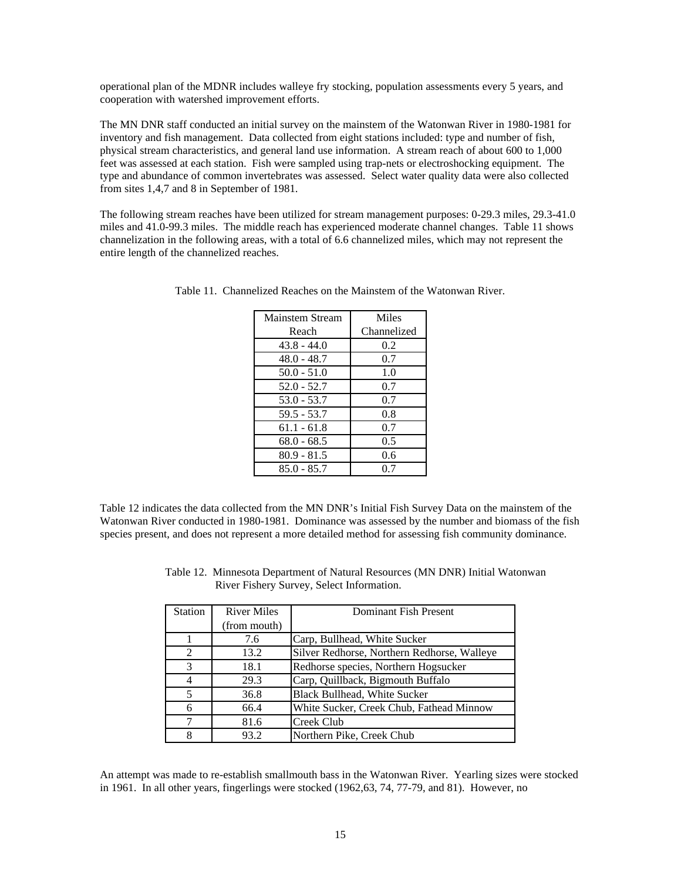operational plan of the MDNR includes walleye fry stocking, population assessments every 5 years, and cooperation with watershed improvement efforts.

The MN DNR staff conducted an initial survey on the mainstem of the Watonwan River in 1980-1981 for inventory and fish management. Data collected from eight stations included: type and number of fish, physical stream characteristics, and general land use information. A stream reach of about 600 to 1,000 feet was assessed at each station. Fish were sampled using trap-nets or electroshocking equipment. The type and abundance of common invertebrates was assessed. Select water quality data were also collected from sites 1,4,7 and 8 in September of 1981.

The following stream reaches have been utilized for stream management purposes: 0-29.3 miles, 29.3-41.0 miles and 41.0-99.3 miles. The middle reach has experienced moderate channel changes. Table 11 shows channelization in the following areas, with a total of 6.6 channelized miles, which may not represent the entire length of the channelized reaches.

Table 11. Channelized Reaches on the Mainstem of the Watonwan River.

| Mainstem Stream Reach | Miles Channelized |
|---|---|
| 43.8 - 44.0 | 0.2 |
| 48.0 - 48.7 | 0.7 |
| 50.0 - 51.0 | 1.0 |
| 52.0 - 52.7 | 0.7 |
| 53.0 - 53.7 | 0.7 |
| 59.5 - 53.7 | 0.8 |
| 61.1 - 61.8 | 0.7 |
| 68.0 - 68.5 | 0.5 |
| 80.9 - 81.5 | 0.6 |
| 85.0 - 85.7 | 0.7 |

Table 12 indicates the data collected from the MN DNR's Initial Fish Survey Data on the mainstem of the Watonwan River conducted in 1980-1981. Dominance was assessed by the number and biomass of the fish species present, and does not represent a more detailed method for assessing fish community dominance.

Table 12. Minnesota Department of Natural Resources (MN DNR) Initial Watonwan River Fishery Survey, Select Information.

| Station | River Miles (from mouth) | Dominant Fish Present |
|---|---|---|
| 1 | 7.6 | Carp, Bullhead, White Sucker |
| 2 | 13.2 | Silver Redhorse, Northern Redhorse, Walleye |
| 3 | 18.1 | Redhorse species, Northern Hogsucker |
| 4 | 29.3 | Carp, Quillback, Bigmouth Buffalo |
| 5 | 36.8 | Black Bullhead, White Sucker |
| 6 | 66.4 | White Sucker, Creek Chub, Fathead Minnow |
| 7 | 81.6 | Creek Club |
| 8 | 93.2 | Northern Pike, Creek Chub |

An attempt was made to re-establish smallmouth bass in the Watonwan River. Yearling sizes were stocked in 1961. In all other years, fingerlings were stocked (1962,63, 74, 77-79, and 81). However, no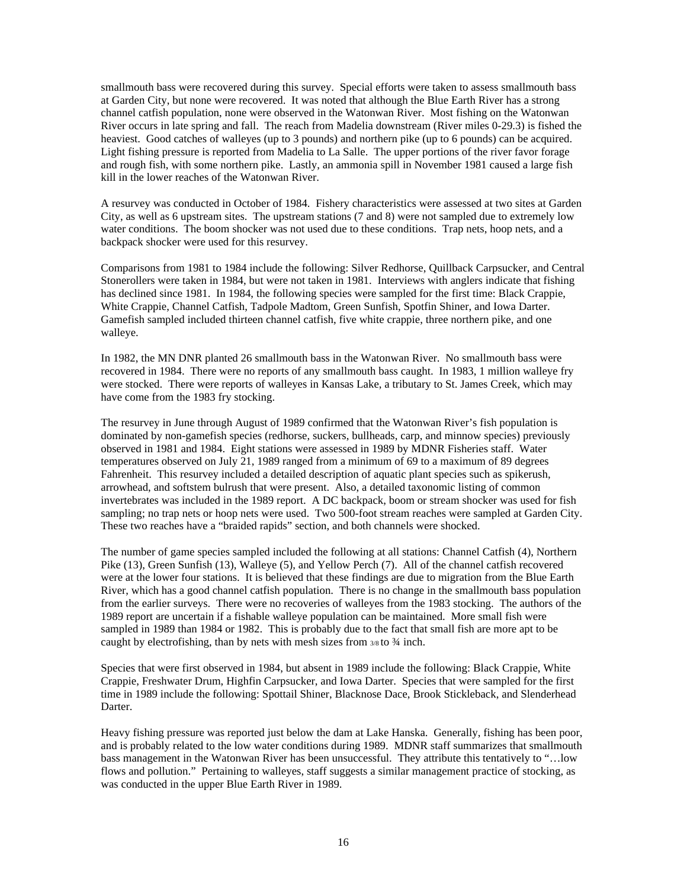smallmouth bass were recovered during this survey. Special efforts were taken to assess smallmouth bass at Garden City, but none were recovered. It was noted that although the Blue Earth River has a strong channel catfish population, none were observed in the Watonwan River. Most fishing on the Watonwan River occurs in late spring and fall. The reach from Madelia downstream (River miles 0-29.3) is fished the heaviest. Good catches of walleyes (up to 3 pounds) and northern pike (up to 6 pounds) can be acquired. Light fishing pressure is reported from Madelia to La Salle. The upper portions of the river favor forage and rough fish, with some northern pike. Lastly, an ammonia spill in November 1981 caused a large fish kill in the lower reaches of the Watonwan River.

A resurvey was conducted in October of 1984. Fishery characteristics were assessed at two sites at Garden City, as well as 6 upstream sites. The upstream stations (7 and 8) were not sampled due to extremely low water conditions. The boom shocker was not used due to these conditions. Trap nets, hoop nets, and a backpack shocker were used for this resurvey.

Comparisons from 1981 to 1984 include the following: Silver Redhorse, Quillback Carpsucker, and Central Stonerollers were taken in 1984, but were not taken in 1981. Interviews with anglers indicate that fishing has declined since 1981. In 1984, the following species were sampled for the first time: Black Crappie, White Crappie, Channel Catfish, Tadpole Madtom, Green Sunfish, Spotfin Shiner, and Iowa Darter. Gamefish sampled included thirteen channel catfish, five white crappie, three northern pike, and one walleye.

In 1982, the MN DNR planted 26 smallmouth bass in the Watonwan River. No smallmouth bass were recovered in 1984. There were no reports of any smallmouth bass caught. In 1983, 1 million walleye fry were stocked. There were reports of walleyes in Kansas Lake, a tributary to St. James Creek, which may have come from the 1983 fry stocking.

The resurvey in June through August of 1989 confirmed that the Watonwan River's fish population is dominated by non-gamefish species (redhorse, suckers, bullheads, carp, and minnow species) previously observed in 1981 and 1984. Eight stations were assessed in 1989 by MDNR Fisheries staff. Water temperatures observed on July 21, 1989 ranged from a minimum of 69 to a maximum of 89 degrees Fahrenheit. This resurvey included a detailed description of aquatic plant species such as spikerush, arrowhead, and softstem bulrush that were present. Also, a detailed taxonomic listing of common invertebrates was included in the 1989 report. A DC backpack, boom or stream shocker was used for fish sampling; no trap nets or hoop nets were used. Two 500-foot stream reaches were sampled at Garden City. These two reaches have a "braided rapids" section, and both channels were shocked.

The number of game species sampled included the following at all stations: Channel Catfish (4), Northern Pike (13), Green Sunfish (13), Walleye (5), and Yellow Perch (7). All of the channel catfish recovered were at the lower four stations. It is believed that these findings are due to migration from the Blue Earth River, which has a good channel catfish population. There is no change in the smallmouth bass population from the earlier surveys. There were no recoveries of walleyes from the 1983 stocking. The authors of the 1989 report are uncertain if a fishable walleye population can be maintained. More small fish were sampled in 1989 than 1984 or 1982. This is probably due to the fact that small fish are more apt to be caught by electrofishing, than by nets with mesh sizes from 3/8 to ¾ inch.

Species that were first observed in 1984, but absent in 1989 include the following: Black Crappie, White Crappie, Freshwater Drum, Highfin Carpsucker, and Iowa Darter. Species that were sampled for the first time in 1989 include the following: Spottail Shiner, Blacknose Dace, Brook Stickleback, and Slenderhead Darter.

Heavy fishing pressure was reported just below the dam at Lake Hanska. Generally, fishing has been poor, and is probably related to the low water conditions during 1989. MDNR staff summarizes that smallmouth bass management in the Watonwan River has been unsuccessful. They attribute this tentatively to "…low flows and pollution." Pertaining to walleyes, staff suggests a similar management practice of stocking, as was conducted in the upper Blue Earth River in 1989.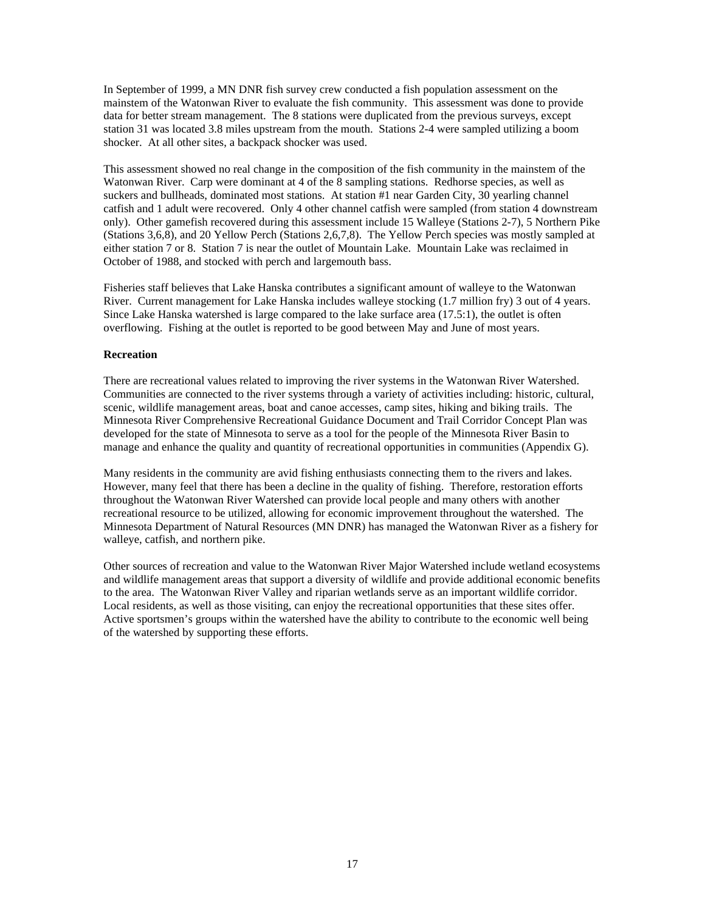In September of 1999, a MN DNR fish survey crew conducted a fish population assessment on the mainstem of the Watonwan River to evaluate the fish community. This assessment was done to provide data for better stream management. The 8 stations were duplicated from the previous surveys, except station 31 was located 3.8 miles upstream from the mouth. Stations 2-4 were sampled utilizing a boom shocker. At all other sites, a backpack shocker was used.

This assessment showed no real change in the composition of the fish community in the mainstem of the Watonwan River. Carp were dominant at 4 of the 8 sampling stations. Redhorse species, as well as suckers and bullheads, dominated most stations. At station #1 near Garden City, 30 yearling channel catfish and 1 adult were recovered. Only 4 other channel catfish were sampled (from station 4 downstream only). Other gamefish recovered during this assessment include 15 Walleye (Stations 2-7), 5 Northern Pike (Stations 3,6,8), and 20 Yellow Perch (Stations 2,6,7,8). The Yellow Perch species was mostly sampled at either station 7 or 8. Station 7 is near the outlet of Mountain Lake. Mountain Lake was reclaimed in October of 1988, and stocked with perch and largemouth bass.

Fisheries staff believes that Lake Hanska contributes a significant amount of walleye to the Watonwan River. Current management for Lake Hanska includes walleye stocking (1.7 million fry) 3 out of 4 years. Since Lake Hanska watershed is large compared to the lake surface area (17.5:1), the outlet is often overflowing. Fishing at the outlet is reported to be good between May and June of most years.

**Recreation**

There are recreational values related to improving the river systems in the Watonwan River Watershed. Communities are connected to the river systems through a variety of activities including: historic, cultural, scenic, wildlife management areas, boat and canoe accesses, camp sites, hiking and biking trails. The Minnesota River Comprehensive Recreational Guidance Document and Trail Corridor Concept Plan was developed for the state of Minnesota to serve as a tool for the people of the Minnesota River Basin to manage and enhance the quality and quantity of recreational opportunities in communities (Appendix G).

Many residents in the community are avid fishing enthusiasts connecting them to the rivers and lakes. However, many feel that there has been a decline in the quality of fishing. Therefore, restoration efforts throughout the Watonwan River Watershed can provide local people and many others with another recreational resource to be utilized, allowing for economic improvement throughout the watershed. The Minnesota Department of Natural Resources (MN DNR) has managed the Watonwan River as a fishery for walleye, catfish, and northern pike.

Other sources of recreation and value to the Watonwan River Major Watershed include wetland ecosystems and wildlife management areas that support a diversity of wildlife and provide additional economic benefits to the area. The Watonwan River Valley and riparian wetlands serve as an important wildlife corridor. Local residents, as well as those visiting, can enjoy the recreational opportunities that these sites offer. Active sportsmen's groups within the watershed have the ability to contribute to the economic well being of the watershed by supporting these efforts.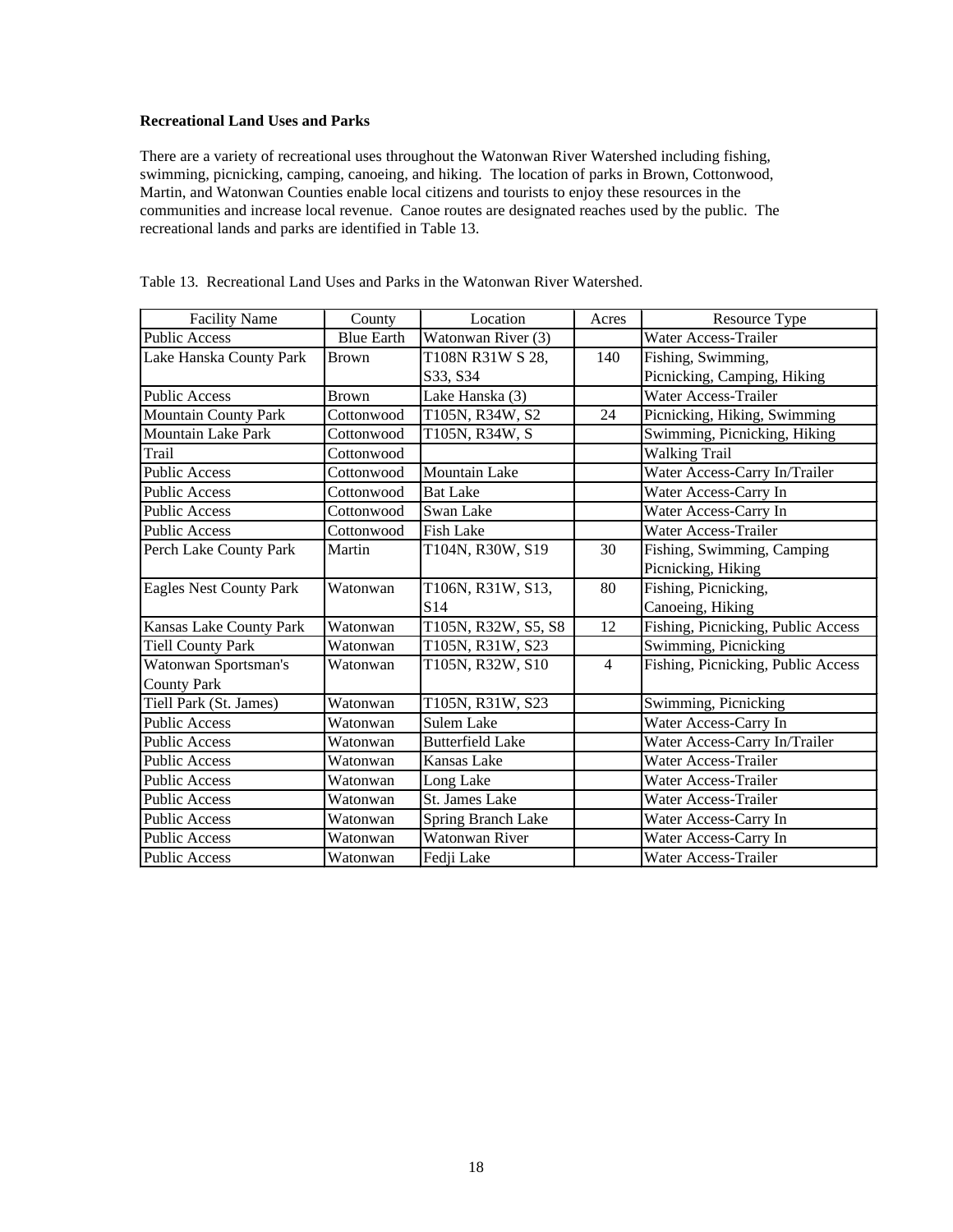### Recreational Land Uses and Parks

There are a variety of recreational uses throughout the Watonwan River Watershed including fishing, swimming, picnicking, camping, canoeing, and hiking. The location of parks in Brown, Cottonwood, Martin, and Watonwan Counties enable local citizens and tourists to enjoy these resources in the communities and increase local revenue. Canoe routes are designated reaches used by the public. The recreational lands and parks are identified in Table 13.

Table 13. Recreational Land Uses and Parks in the Watonwan River Watershed.

| Facility Name | County | Location | Acres | Resource Type |
|---|---|---|---|---|
| Public Access | Blue Earth | Watonwan River (3) | | Water Access-Trailer |
| Lake Hanska County Park | Brown | T108N R31W S 28, S33, S34 | 140 | Fishing, Swimming, Picnicking, Camping, Hiking |
| Public Access | Brown | Lake Hanska (3) | | Water Access-Trailer |
| Mountain County Park | Cottonwood | T105N, R34W, S2 | 24 | Picnicking, Hiking, Swimming |
| Mountain Lake Park | Cottonwood | T105N, R34W, S | | Swimming, Picnicking, Hiking |
| Trail | Cottonwood | | | Walking Trail |
| Public Access | Cottonwood | Mountain Lake | | Water Access-Carry In/Trailer |
| Public Access | Cottonwood | Bat Lake | | Water Access-Carry In |
| Public Access | Cottonwood | Swan Lake | | Water Access-Carry In |
| Public Access | Cottonwood | Fish Lake | | Water Access-Trailer |
| Perch Lake County Park | Martin | T104N, R30W, S19 | 30 | Fishing, Swimming, Camping Picnicking, Hiking |
| Eagles Nest County Park | Watonwan | T106N, R31W, S13, S14 | 80 | Fishing, Picnicking, Canoeing, Hiking |
| Kansas Lake County Park | Watonwan | T105N, R32W, S5, S8 | 12 | Fishing, Picnicking, Public Access |
| Tiell County Park | Watonwan | T105N, R31W, S23 | | Swimming, Picnicking |
| Watonwan Sportsman's County Park | Watonwan | T105N, R32W, S10 | 4 | Fishing, Picnicking, Public Access |
| Tiell Park (St. James) | Watonwan | T105N, R31W, S23 | | Swimming, Picnicking |
| Public Access | Watonwan | Sulem Lake | | Water Access-Carry In |
| Public Access | Watonwan | Butterfield Lake | | Water Access-Carry In/Trailer |
| Public Access | Watonwan | Kansas Lake | | Water Access-Trailer |
| Public Access | Watonwan | Long Lake | | Water Access-Trailer |
| Public Access | Watonwan | St. James Lake | | Water Access-Trailer |
| Public Access | Watonwan | Spring Branch Lake | | Water Access-Carry In |
| Public Access | Watonwan | Watonwan River | | Water Access-Carry In |
| Public Access | Watonwan | Fedji Lake | | Water Access-Trailer |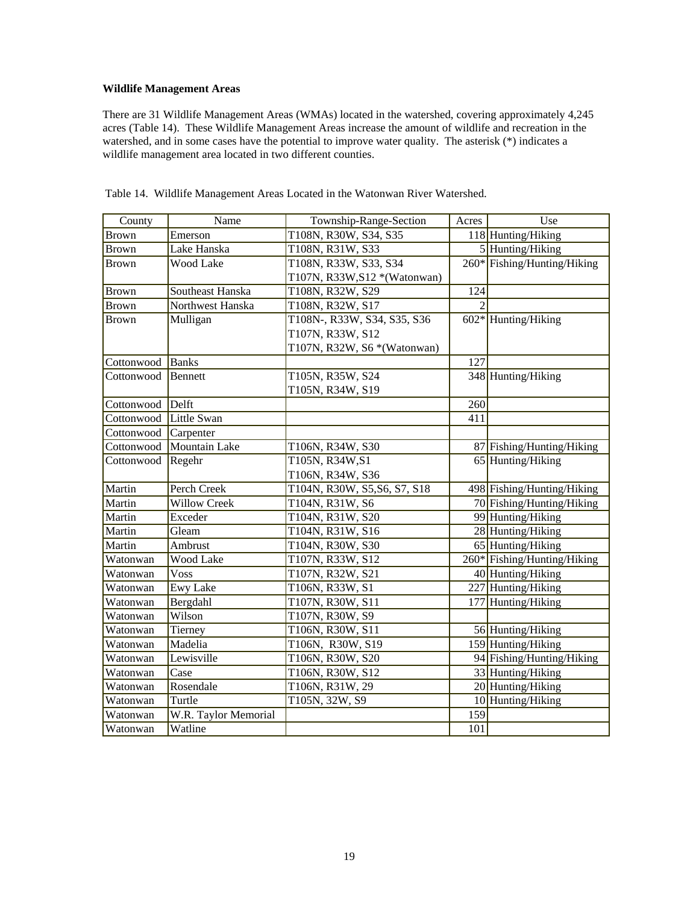**Wildlife Management Areas**

There are 31 Wildlife Management Areas (WMAs) located in the watershed, covering approximately 4,245 acres (Table 14). These Wildlife Management Areas increase the amount of wildlife and recreation in the watershed, and in some cases have the potential to improve water quality. The asterisk (*) indicates a wildlife management area located in two different counties.

Table 14. Wildlife Management Areas Located in the Watonwan River Watershed.

| County | Name | Township-Range-Section | Acres | Use |
|---|---|---|---|---|
| Brown | Emerson | T108N, R30W, S34, S35 | 118 | Hunting/Hiking |
| Brown | Lake Hanska | T108N, R31W, S33 | 5 | Hunting/Hiking |
| Brown | Wood Lake | T108N, R33W, S33, S34<br>T107N, R33W,S12 *(Watonwan) | 260* | Fishing/Hunting/Hiking |
| Brown | Southeast Hanska | T108N, R32W, S29 | 124 | |
| Brown | Northwest Hanska | T108N, R32W, S17 | 2 | |
| Brown | Mulligan | T108N-, R33W, S34, S35, S36<br>T107N, R33W, S12<br>T107N, R32W, S6 *(Watonwan) | 602* | Hunting/Hiking |
| Cottonwood | Banks | | 127 | |
| Cottonwood | Bennett | T105N, R35W, S24<br>T105N, R34W, S19 | 348 | Hunting/Hiking |
| Cottonwood | Delft | | 260 | |
| Cottonwood | Little Swan | | 411 | |
| Cottonwood | Carpenter | | | |
| Cottonwood | Mountain Lake | T106N, R34W, S30 | 87 | Fishing/Hunting/Hiking |
| Cottonwood | Regehr | T105N, R34W,S1<br>T106N, R34W, S36 | 65 | Hunting/Hiking |
| Martin | Perch Creek | T104N, R30W, S5,S6, S7, S18 | 498 | Fishing/Hunting/Hiking |
| Martin | Willow Creek | T104N, R31W, S6 | 70 | Fishing/Hunting/Hiking |
| Martin | Exceder | T104N, R31W, S20 | 99 | Hunting/Hiking |
| Martin | Gleam | T104N, R31W, S16 | 28 | Hunting/Hiking |
| Martin | Ambrust | T104N, R30W, S30 | 65 | Hunting/Hiking |
| Watonwan | Wood Lake | T107N, R33W, S12 | 260* | Fishing/Hunting/Hiking |
| Watonwan | Voss | T107N, R32W, S21 | 40 | Hunting/Hiking |
| Watonwan | Ewy Lake | T106N, R33W, S1 | 227 | Hunting/Hiking |
| Watonwan | Bergdahl | T107N, R30W, S11 | 177 | Hunting/Hiking |
| Watonwan | Wilson | T107N, R30W, S9 | | |
| Watonwan | Tierney | T106N, R30W, S11 | 56 | Hunting/Hiking |
| Watonwan | Madelia | T106N, R30W, S19 | 159 | Hunting/Hiking |
| Watonwan | Lewisville | T106N, R30W, S20 | 94 | Fishing/Hunting/Hiking |
| Watonwan | Case | T106N, R30W, S12 | 33 | Hunting/Hiking |
| Watonwan | Rosendale | T106N, R31W, 29 | 20 | Hunting/Hiking |
| Watonwan | Turtle | T105N, 32W, S9 | 10 | Hunting/Hiking |
| Watonwan | W.R. Taylor Memorial | | 159 | |
| Watonwan | Watline | | 101 | |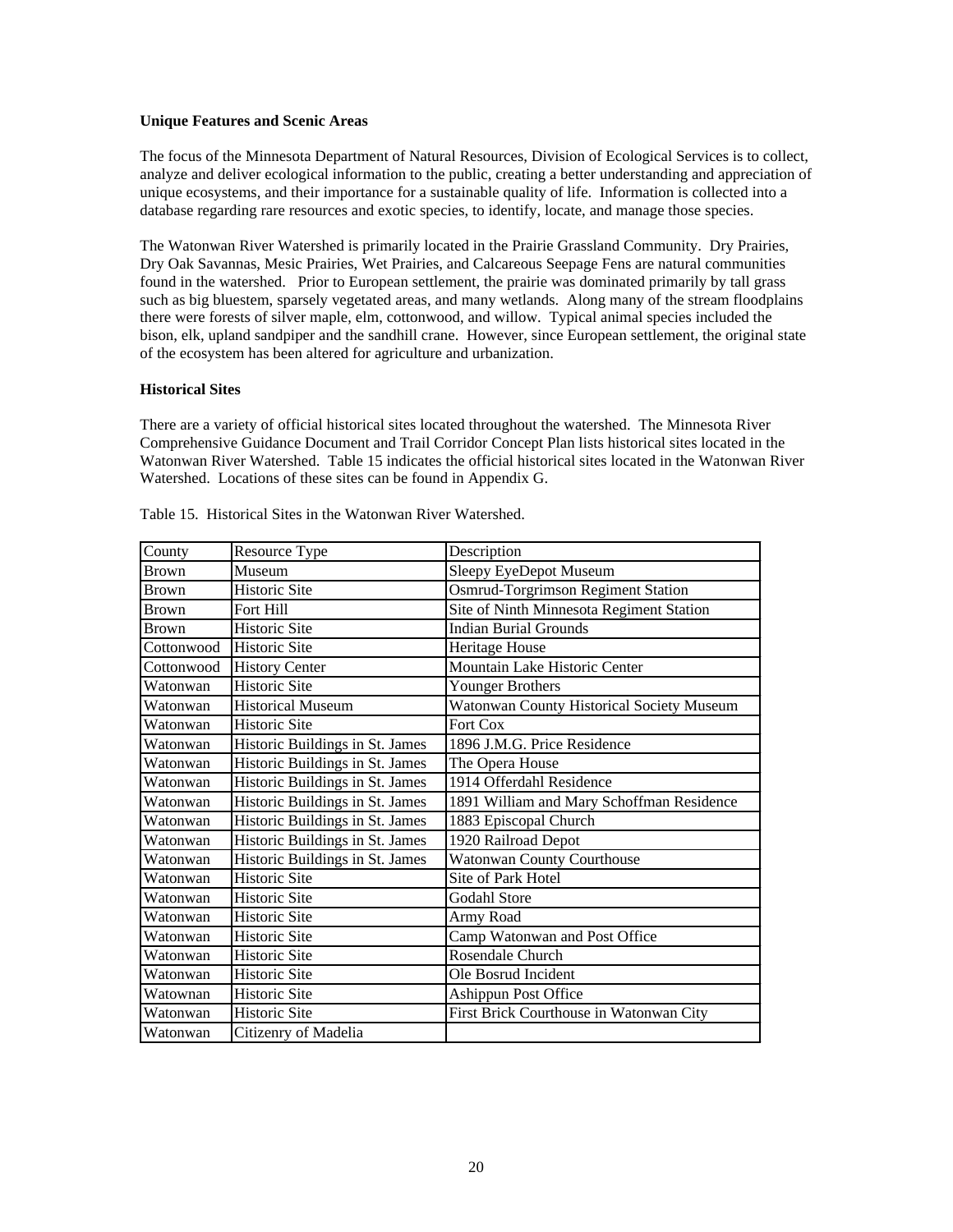**Unique Features and Scenic Areas**

The focus of the Minnesota Department of Natural Resources, Division of Ecological Services is to collect, analyze and deliver ecological information to the public, creating a better understanding and appreciation of unique ecosystems, and their importance for a sustainable quality of life. Information is collected into a database regarding rare resources and exotic species, to identify, locate, and manage those species.

The Watonwan River Watershed is primarily located in the Prairie Grassland Community. Dry Prairies, Dry Oak Savannas, Mesic Prairies, Wet Prairies, and Calcareous Seepage Fens are natural communities found in the watershed. Prior to European settlement, the prairie was dominated primarily by tall grass such as big bluestem, sparsely vegetated areas, and many wetlands. Along many of the stream floodplains there were forests of silver maple, elm, cottonwood, and willow. Typical animal species included the bison, elk, upland sandpiper and the sandhill crane. However, since European settlement, the original state of the ecosystem has been altered for agriculture and urbanization.

**Historical Sites**

There are a variety of official historical sites located throughout the watershed. The Minnesota River Comprehensive Guidance Document and Trail Corridor Concept Plan lists historical sites located in the Watonwan River Watershed. Table 15 indicates the official historical sites located in the Watonwan River Watershed. Locations of these sites can be found in Appendix G.

Table 15. Historical Sites in the Watonwan River Watershed.

| County | Resource Type | Description |
|---|---|---|
| Brown | Museum | Sleepy EyeDepot Museum |
| Brown | Historic Site | Osmrud-Torgrimson Regiment Station |
| Brown | Fort Hill | Site of Ninth Minnesota Regiment Station |
| Brown | Historic Site | Indian Burial Grounds |
| Cottonwood | Historic Site | Heritage House |
| Cottonwood | History Center | Mountain Lake Historic Center |
| Watonwan | Historic Site | Younger Brothers |
| Watonwan | Historical Museum | Watonwan County Historical Society Museum |
| Watonwan | Historic Site | Fort Cox |
| Watonwan | Historic Buildings in St. James | 1896 J.M.G. Price Residence |
| Watonwan | Historic Buildings in St. James | The Opera House |
| Watonwan | Historic Buildings in St. James | 1914 Offerdahl Residence |
| Watonwan | Historic Buildings in St. James | 1891 William and Mary Schoffman Residence |
| Watonwan | Historic Buildings in St. James | 1883 Episcopal Church |
| Watonwan | Historic Buildings in St. James | 1920 Railroad Depot |
| Watonwan | Historic Buildings in St. James | Watonwan County Courthouse |
| Watonwan | Historic Site | Site of Park Hotel |
| Watonwan | Historic Site | Godahl Store |
| Watonwan | Historic Site | Army Road |
| Watonwan | Historic Site | Camp Watonwan and Post Office |
| Watonwan | Historic Site | Rosendale Church |
| Watonwan | Historic Site | Ole Bosrud Incident |
| Watownan | Historic Site | Ashippun Post Office |
| Watonwan | Historic Site | First Brick Courthouse in Watonwan City |
| Watonwan | Citizenry of Madelia | |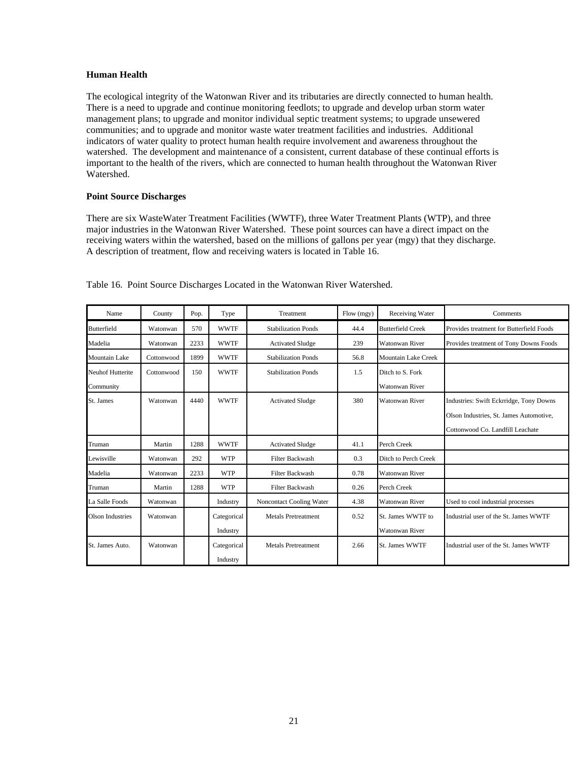**Human Health**

The ecological integrity of the Watonwan River and its tributaries are directly connected to human health. There is a need to upgrade and continue monitoring feedlots; to upgrade and develop urban storm water management plans; to upgrade and monitor individual septic treatment systems; to upgrade unsewered communities; and to upgrade and monitor waste water treatment facilities and industries. Additional indicators of water quality to protect human health require involvement and awareness throughout the watershed. The development and maintenance of a consistent, current database of these continual efforts is important to the health of the rivers, which are connected to human health throughout the Watonwan River Watershed.

**Point Source Discharges**

There are six WasteWater Treatment Facilities (WWTF), three Water Treatment Plants (WTP), and three major industries in the Watonwan River Watershed. These point sources can have a direct impact on the receiving waters within the watershed, based on the millions of gallons per year (mgy) that they discharge. A description of treatment, flow and receiving waters is located in Table 16.

Table 16. Point Source Discharges Located in the Watonwan River Watershed.

| Name | County | Pop. | Type | Treatment | Flow (mgy) | Receiving Water | Comments |
|---|---|---|---|---|---|---|---|
| Butterfield | Watonwan | 570 | WWTF | Stabilization Ponds | 44.4 | Butterfield Creek | Provides treatment for Butterfield Foods |
| Madelia | Watonwan | 2233 | WWTF | Activated Sludge | 239 | Watonwan River | Provides treatment of Tony Downs Foods |
| Mountain Lake | Cottonwood | 1899 | WWTF | Stabilization Ponds | 56.8 | Mountain Lake Creek | |
| Neuhof Hutterite Community | Cottonwood | 150 | WWTF | Stabilization Ponds | 1.5 | Ditch to S. Fork Watonwan River | |
| St. James | Watonwan | 4440 | WWTF | Activated Sludge | 380 | Watonwan River | Industries: Swift Eckrridge, Tony Downs Olson Industries, St. James Automotive, Cottonwood Co. Landfill Leachate |
| Truman | Martin | 1288 | WWTF | Activated Sludge | 41.1 | Perch Creek | |
| Lewisville | Watonwan | 292 | WTP | Filter Backwash | 0.3 | Ditch to Perch Creek | |
| Madelia | Watonwan | 2233 | WTP | Filter Backwash | 0.78 | Watonwan River | |
| Truman | Martin | 1288 | WTP | Filter Backwash | 0.26 | Perch Creek | |
| La Salle Foods | Watonwan | | Industry | Noncontact Cooling Water | 4.38 | Watonwan River | Used to cool industrial processes |
| Olson Industries | Watonwan | | Categorical Industry | Metals Pretreatment | 0.52 | St. James WWTF to Watonwan River | Industrial user of the St. James WWTF |
| St. James Auto. | Watonwan | | Categorical Industry | Metals Pretreatment | 2.66 | St. James WWTF | Industrial user of the St. James WWTF |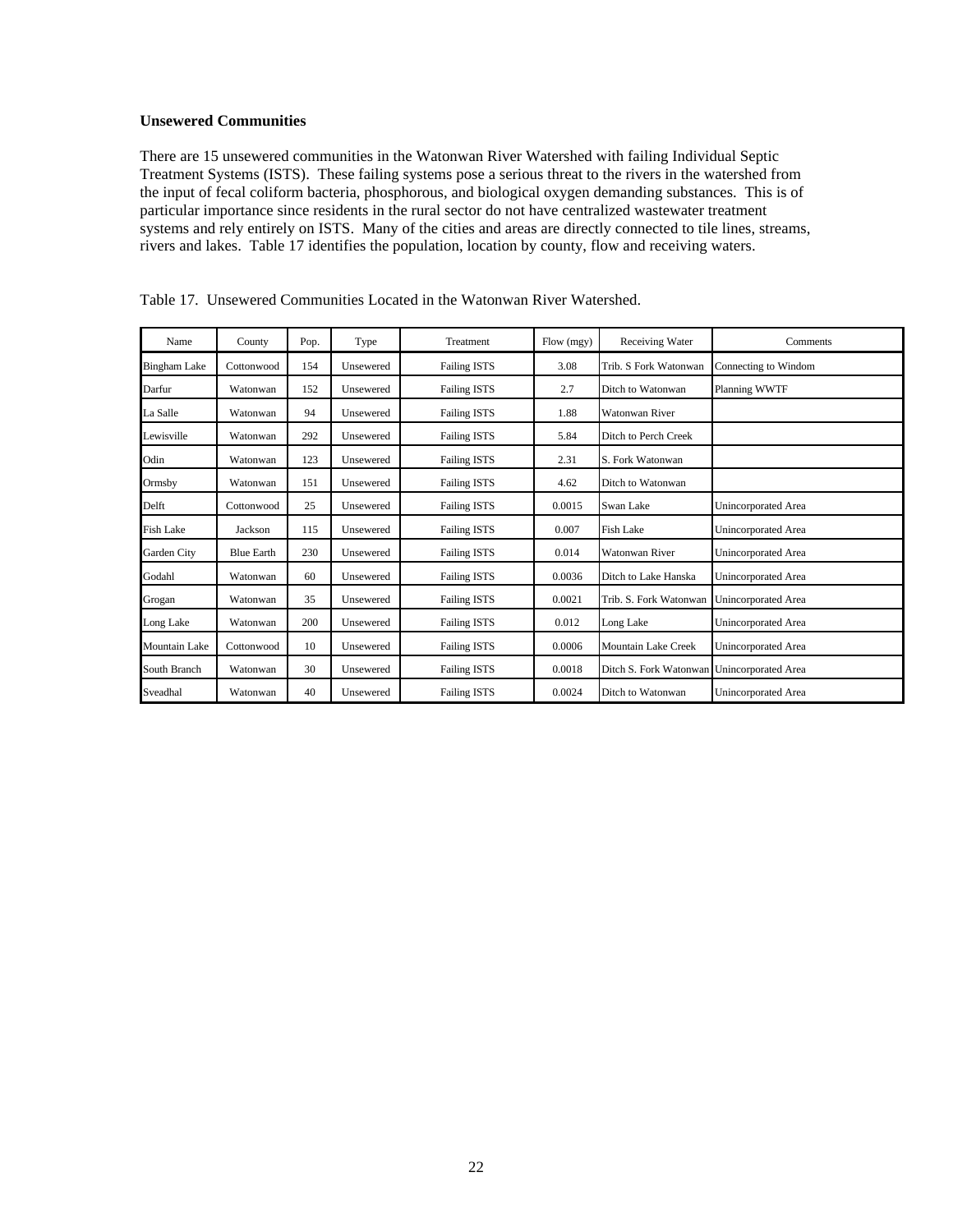**Unsewered Communities**

There are 15 unsewered communities in the Watonwan River Watershed with failing Individual Septic Treatment Systems (ISTS). These failing systems pose a serious threat to the rivers in the watershed from the input of fecal coliform bacteria, phosphorous, and biological oxygen demanding substances. This is of particular importance since residents in the rural sector do not have centralized wastewater treatment systems and rely entirely on ISTS. Many of the cities and areas are directly connected to tile lines, streams, rivers and lakes. Table 17 identifies the population, location by county, flow and receiving waters.

Table 17. Unsewered Communities Located in the Watonwan River Watershed.

| Name | County | Pop. | Type | Treatment | Flow (mgy) | Receiving Water | Comments |
|---|---|---|---|---|---|---|---|
| Bingham Lake | Cottonwood | 154 | Unsewered | Failing ISTS | 3.08 | Trib. S Fork Watonwan | Connecting to Windom |
| Darfur | Watonwan | 152 | Unsewered | Failing ISTS | 2.7 | Ditch to Watonwan | Planning WWTF |
| La Salle | Watonwan | 94 | Unsewered | Failing ISTS | 1.88 | Watonwan River | |
| Lewisville | Watonwan | 292 | Unsewered | Failing ISTS | 5.84 | Ditch to Perch Creek | |
| Odin | Watonwan | 123 | Unsewered | Failing ISTS | 2.31 | S. Fork Watonwan | |
| Ormsby | Watonwan | 151 | Unsewered | Failing ISTS | 4.62 | Ditch to Watonwan | |
| Delft | Cottonwood | 25 | Unsewered | Failing ISTS | 0.0015 | Swan Lake | Unincorporated Area |
| Fish Lake | Jackson | 115 | Unsewered | Failing ISTS | 0.007 | Fish Lake | Unincorporated Area |
| Garden City | Blue Earth | 230 | Unsewered | Failing ISTS | 0.014 | Watonwan River | Unincorporated Area |
| Godahl | Watonwan | 60 | Unsewered | Failing ISTS | 0.0036 | Ditch to Lake Hanska | Unincorporated Area |
| Grogan | Watonwan | 35 | Unsewered | Failing ISTS | 0.0021 | Trib. S. Fork Watonwan | Unincorporated Area |
| Long Lake | Watonwan | 200 | Unsewered | Failing ISTS | 0.012 | Long Lake | Unincorporated Area |
| Mountain Lake | Cottonwood | 10 | Unsewered | Failing ISTS | 0.0006 | Mountain Lake Creek | Unincorporated Area |
| South Branch | Watonwan | 30 | Unsewered | Failing ISTS | 0.0018 | Ditch S. Fork Watonwan | Unincorporated Area |
| Sveadhal | Watonwan | 40 | Unsewered | Failing ISTS | 0.0024 | Ditch to Watonwan | Unincorporated Area |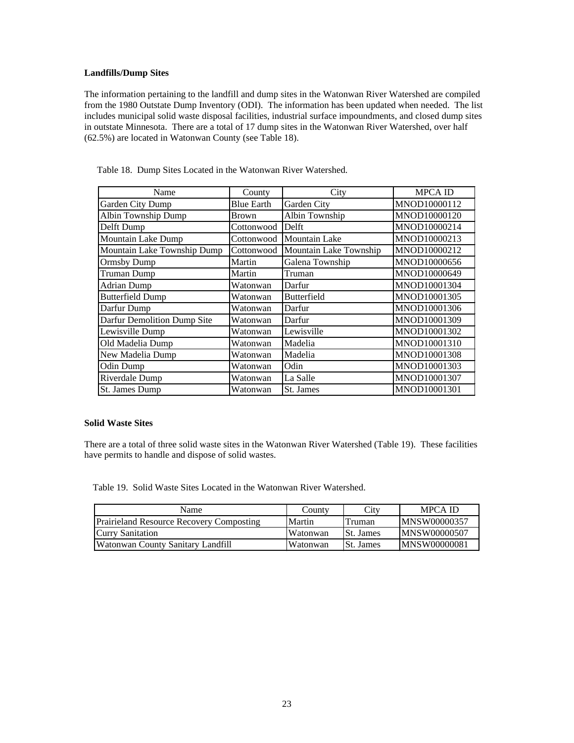**Landfills/Dump Sites**

The information pertaining to the landfill and dump sites in the Watonwan River Watershed are compiled from the 1980 Outstate Dump Inventory (ODI). The information has been updated when needed. The list includes municipal solid waste disposal facilities, industrial surface impoundments, and closed dump sites in outstate Minnesota. There are a total of 17 dump sites in the Watonwan River Watershed, over half (62.5%) are located in Watonwan County (see Table 18).

Table 18. Dump Sites Located in the Watonwan River Watershed.

| Name | County | City | MPCA ID |
|---|---|---|---|
| Garden City Dump | Blue Earth | Garden City | MNOD10000112 |
| Albin Township Dump | Brown | Albin Township | MNOD10000120 |
| Delft Dump | Cottonwood | Delft | MNOD10000214 |
| Mountain Lake Dump | Cottonwood | Mountain Lake | MNOD10000213 |
| Mountain Lake Township Dump | Cottonwood | Mountain Lake Township | MNOD10000212 |
| Ormsby Dump | Martin | Galena Township | MNOD10000656 |
| Truman Dump | Martin | Truman | MNOD10000649 |
| Adrian Dump | Watonwan | Darfur | MNOD10001304 |
| Butterfield Dump | Watonwan | Butterfield | MNOD10001305 |
| Darfur Dump | Watonwan | Darfur | MNOD10001306 |
| Darfur Demolition Dump Site | Watonwan | Darfur | MNOD10001309 |
| Lewisville Dump | Watonwan | Lewisville | MNOD10001302 |
| Old Madelia Dump | Watonwan | Madelia | MNOD10001310 |
| New Madelia Dump | Watonwan | Madelia | MNOD10001308 |
| Odin Dump | Watonwan | Odin | MNOD10001303 |
| Riverdale Dump | Watonwan | La Salle | MNOD10001307 |
| St. James Dump | Watonwan | St. James | MNOD10001301 |

**Solid Waste Sites**

There are a total of three solid waste sites in the Watonwan River Watershed (Table 19). These facilities have permits to handle and dispose of solid wastes.

Table 19. Solid Waste Sites Located in the Watonwan River Watershed.

| Name | County | City | MPCA ID |
|---|---|---|---|
| Prairieland Resource Recovery Composting | Martin | Truman | MNSW00000357 |
| Curry Sanitation | Watonwan | St. James | MNSW00000507 |
| Watonwan County Sanitary Landfill | Watonwan | St. James | MNSW00000081 |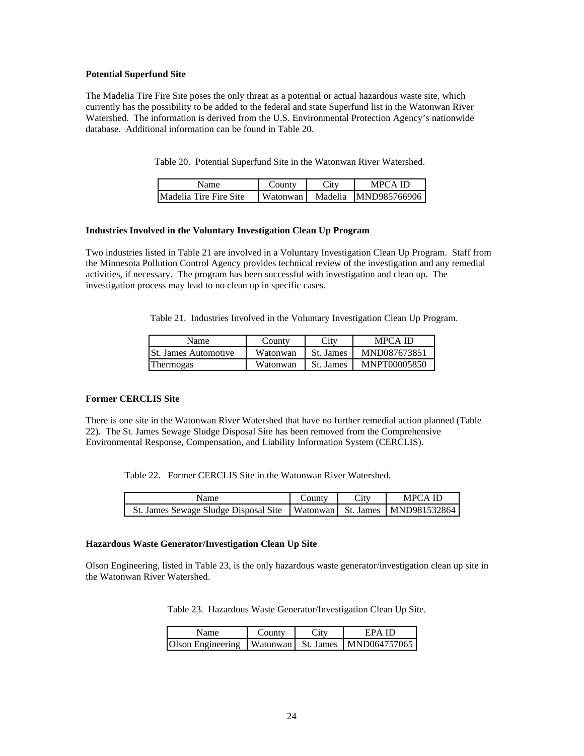### Potential Superfund Site

The Madelia Tire Fire Site poses the only threat as a potential or actual hazardous waste site, which currently has the possibility to be added to the federal and state Superfund list in the Watonwan River Watershed. The information is derived from the U.S. Environmental Protection Agency's nationwide database. Additional information can be found in Table 20.

Table 20. Potential Superfund Site in the Watonwan River Watershed.

| Name | County | City | MPCA ID |
|---|---|---|---|
| Madelia Tire Fire Site | Watonwan | Madelia | MND985766906 |

### Industries Involved in the Voluntary Investigation Clean Up Program

Two industries listed in Table 21 are involved in a Voluntary Investigation Clean Up Program. Staff from the Minnesota Pollution Control Agency provides technical review of the investigation and any remedial activities, if necessary. The program has been successful with investigation and clean up. The investigation process may lead to no clean up in specific cases.

Table 21. Industries Involved in the Voluntary Investigation Clean Up Program.

| Name | County | City | MPCA ID |
|---|---|---|---|
| St. James Automotive | Watonwan | St. James | MND087673851 |
| Thermogas | Watonwan | St. James | MNPT00005850 |

### Former CERCLIS Site

There is one site in the Watonwan River Watershed that have no further remedial action planned (Table 22). The St. James Sewage Sludge Disposal Site has been removed from the Comprehensive Environmental Response, Compensation, and Liability Information System (CERCLIS).

Table 22. Former CERCLIS Site in the Watonwan River Watershed.

| Name | County | City | MPCA ID |
|---|---|---|---|
| St. James Sewage Sludge Disposal Site | Watonwan | St. James | MND981532864 |

### Hazardous Waste Generator/Investigation Clean Up Site

Olson Engineering, listed in Table 23, is the only hazardous waste generator/investigation clean up site in the Watonwan River Watershed.

Table 23. Hazardous Waste Generator/Investigation Clean Up Site.

| Name | County | City | EPA ID |
|---|---|---|---|
| Olson Engineering | Watonwan | St. James | MND064757065 |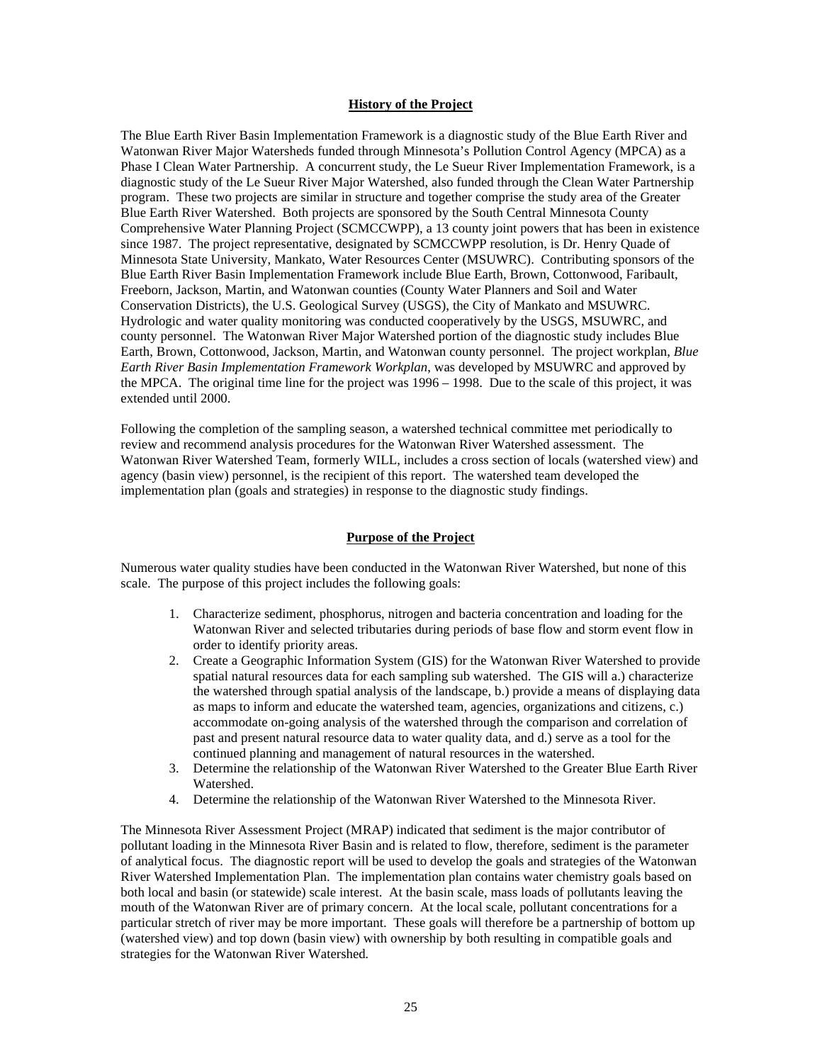## History of the Project

The Blue Earth River Basin Implementation Framework is a diagnostic study of the Blue Earth River and Watonwan River Major Watersheds funded through Minnesota's Pollution Control Agency (MPCA) as a Phase I Clean Water Partnership. A concurrent study, the Le Sueur River Implementation Framework, is a diagnostic study of the Le Sueur River Major Watershed, also funded through the Clean Water Partnership program. These two projects are similar in structure and together comprise the study area of the Greater Blue Earth River Watershed. Both projects are sponsored by the South Central Minnesota County Comprehensive Water Planning Project (SCMCCWPP), a 13 county joint powers that has been in existence since 1987. The project representative, designated by SCMCCWPP resolution, is Dr. Henry Quade of Minnesota State University, Mankato, Water Resources Center (MSUWRC). Contributing sponsors of the Blue Earth River Basin Implementation Framework include Blue Earth, Brown, Cottonwood, Faribault, Freeborn, Jackson, Martin, and Watonwan counties (County Water Planners and Soil and Water Conservation Districts), the U.S. Geological Survey (USGS), the City of Mankato and MSUWRC. Hydrologic and water quality monitoring was conducted cooperatively by the USGS, MSUWRC, and county personnel. The Watonwan River Major Watershed portion of the diagnostic study includes Blue Earth, Brown, Cottonwood, Jackson, Martin, and Watonwan county personnel. The project workplan, *Blue Earth River Basin Implementation Framework Workplan*, was developed by MSUWRC and approved by the MPCA. The original time line for the project was 1996 – 1998. Due to the scale of this project, it was extended until 2000.

Following the completion of the sampling season, a watershed technical committee met periodically to review and recommend analysis procedures for the Watonwan River Watershed assessment. The Watonwan River Watershed Team, formerly WILL, includes a cross section of locals (watershed view) and agency (basin view) personnel, is the recipient of this report. The watershed team developed the implementation plan (goals and strategies) in response to the diagnostic study findings.

## Purpose of the Project

Numerous water quality studies have been conducted in the Watonwan River Watershed, but none of this scale. The purpose of this project includes the following goals:

1. Characterize sediment, phosphorus, nitrogen and bacteria concentration and loading for the Watonwan River and selected tributaries during periods of base flow and storm event flow in order to identify priority areas.
2. Create a Geographic Information System (GIS) for the Watonwan River Watershed to provide spatial natural resources data for each sampling sub watershed. The GIS will a.) characterize the watershed through spatial analysis of the landscape, b.) provide a means of displaying data as maps to inform and educate the watershed team, agencies, organizations and citizens, c.) accommodate on-going analysis of the watershed through the comparison and correlation of past and present natural resource data to water quality data, and d.) serve as a tool for the continued planning and management of natural resources in the watershed.
3. Determine the relationship of the Watonwan River Watershed to the Greater Blue Earth River Watershed.
4. Determine the relationship of the Watonwan River Watershed to the Minnesota River.

The Minnesota River Assessment Project (MRAP) indicated that sediment is the major contributor of pollutant loading in the Minnesota River Basin and is related to flow, therefore, sediment is the parameter of analytical focus. The diagnostic report will be used to develop the goals and strategies of the Watonwan River Watershed Implementation Plan. The implementation plan contains water chemistry goals based on both local and basin (or statewide) scale interest. At the basin scale, mass loads of pollutants leaving the mouth of the Watonwan River are of primary concern. At the local scale, pollutant concentrations for a particular stretch of river may be more important. These goals will therefore be a partnership of bottom up (watershed view) and top down (basin view) with ownership by both resulting in compatible goals and strategies for the Watonwan River Watershed.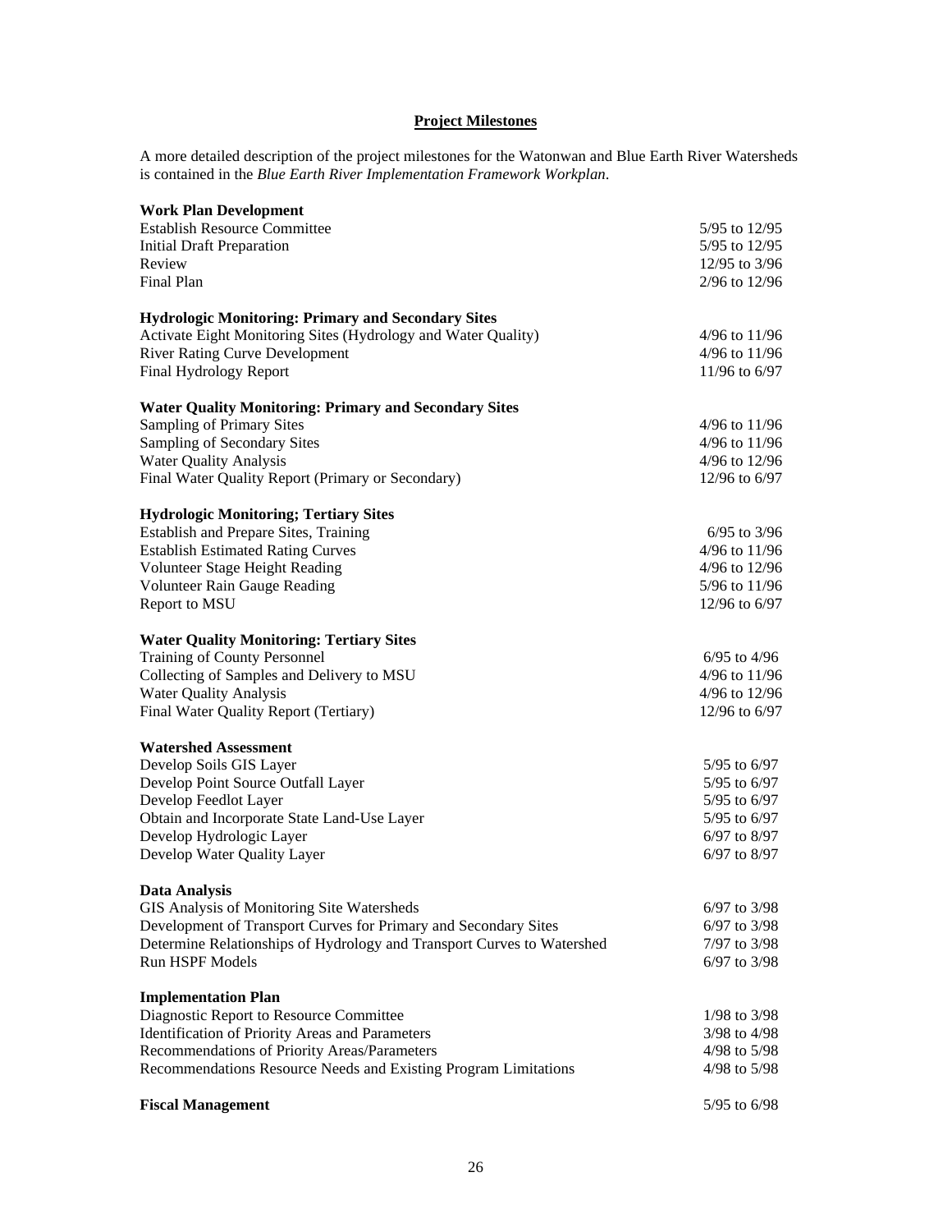## Project Milestones

A more detailed description of the project milestones for the Watonwan and Blue Earth River Watersheds is contained in the *Blue Earth River Implementation Framework Workplan*.

| Task | Dates |
| --- | --- |
| **Work Plan Development** | |
| Establish Resource Committee | 5/95 to 12/95 |
| Initial Draft Preparation | 5/95 to 12/95 |
| Review | 12/95 to 3/96 |
| Final Plan | 2/96 to 12/96 |
| **Hydrologic Monitoring: Primary and Secondary Sites** | |
| Activate Eight Monitoring Sites (Hydrology and Water Quality) | 4/96 to 11/96 |
| River Rating Curve Development | 4/96 to 11/96 |
| Final Hydrology Report | 11/96 to 6/97 |
| **Water Quality Monitoring: Primary and Secondary Sites** | |
| Sampling of Primary Sites | 4/96 to 11/96 |
| Sampling of Secondary Sites | 4/96 to 11/96 |
| Water Quality Analysis | 4/96 to 12/96 |
| Final Water Quality Report (Primary or Secondary) | 12/96 to 6/97 |
| **Hydrologic Monitoring; Tertiary Sites** | |
| Establish and Prepare Sites, Training | 6/95 to 3/96 |
| Establish Estimated Rating Curves | 4/96 to 11/96 |
| Volunteer Stage Height Reading | 4/96 to 12/96 |
| Volunteer Rain Gauge Reading | 5/96 to 11/96 |
| Report to MSU | 12/96 to 6/97 |
| **Water Quality Monitoring: Tertiary Sites** | |
| Training of County Personnel | 6/95 to 4/96 |
| Collecting of Samples and Delivery to MSU | 4/96 to 11/96 |
| Water Quality Analysis | 4/96 to 12/96 |
| Final Water Quality Report (Tertiary) | 12/96 to 6/97 |
| **Watershed Assessment** | |
| Develop Soils GIS Layer | 5/95 to 6/97 |
| Develop Point Source Outfall Layer | 5/95 to 6/97 |
| Develop Feedlot Layer | 5/95 to 6/97 |
| Obtain and Incorporate State Land-Use Layer | 5/95 to 6/97 |
| Develop Hydrologic Layer | 6/97 to 8/97 |
| Develop Water Quality Layer | 6/97 to 8/97 |
| **Data Analysis** | |
| GIS Analysis of Monitoring Site Watersheds | 6/97 to 3/98 |
| Development of Transport Curves for Primary and Secondary Sites | 6/97 to 3/98 |
| Determine Relationships of Hydrology and Transport Curves to Watershed | 7/97 to 3/98 |
| Run HSPF Models | 6/97 to 3/98 |
| **Implementation Plan** | |
| Diagnostic Report to Resource Committee | 1/98 to 3/98 |
| Identification of Priority Areas and Parameters | 3/98 to 4/98 |
| Recommendations of Priority Areas/Parameters | 4/98 to 5/98 |
| Recommendations Resource Needs and Existing Program Limitations | 4/98 to 5/98 |
| **Fiscal Management** | 5/95 to 6/98 |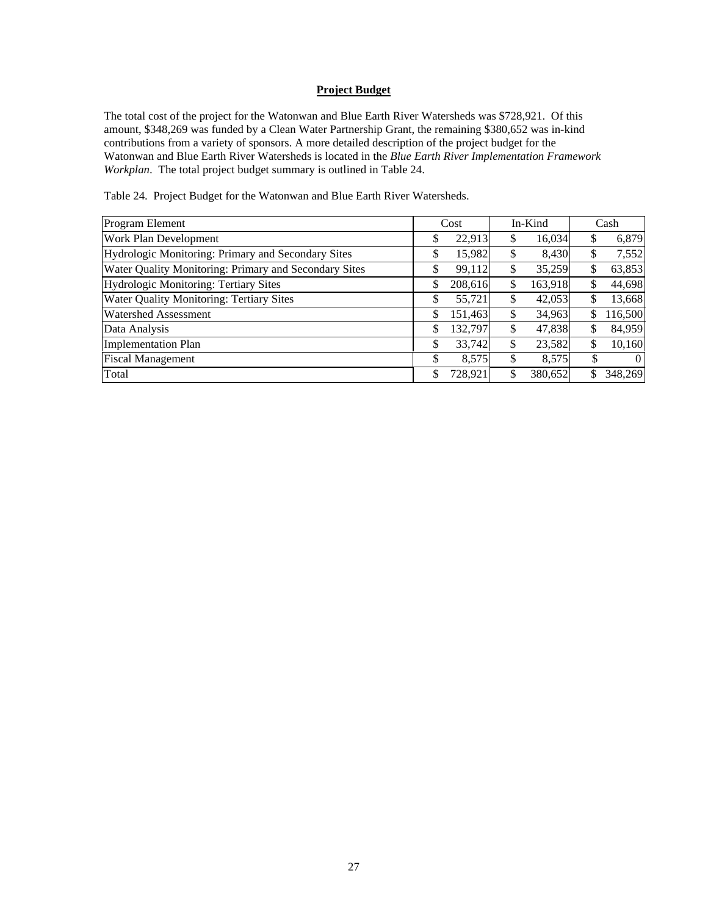## Project Budget

The total cost of the project for the Watonwan and Blue Earth River Watersheds was $728,921. Of this amount, $348,269 was funded by a Clean Water Partnership Grant, the remaining $380,652 was in-kind contributions from a variety of sponsors. A more detailed description of the project budget for the Watonwan and Blue Earth River Watersheds is located in the *Blue Earth River Implementation Framework Workplan*. The total project budget summary is outlined in Table 24.

Table 24. Project Budget for the Watonwan and Blue Earth River Watersheds.

| Program Element | Cost | In-Kind | Cash |
|---|---|---|---|
| Work Plan Development | $ 22,913 | $ 16,034 | $ 6,879 |
| Hydrologic Monitoring: Primary and Secondary Sites | $ 15,982 | $ 8,430 | $ 7,552 |
| Water Quality Monitoring: Primary and Secondary Sites | $ 99,112 | $ 35,259 | $ 63,853 |
| Hydrologic Monitoring: Tertiary Sites | $ 208,616 | $ 163,918 | $ 44,698 |
| Water Quality Monitoring: Tertiary Sites | $ 55,721 | $ 42,053 | $ 13,668 |
| Watershed Assessment | $ 151,463 | $ 34,963 | $ 116,500 |
| Data Analysis | $ 132,797 | $ 47,838 | $ 84,959 |
| Implementation Plan | $ 33,742 | $ 23,582 | $ 10,160 |
| Fiscal Management | $ 8,575 | $ 8,575 | $ 0 |
| Total | $ 728,921 | $ 380,652 | $ 348,269 |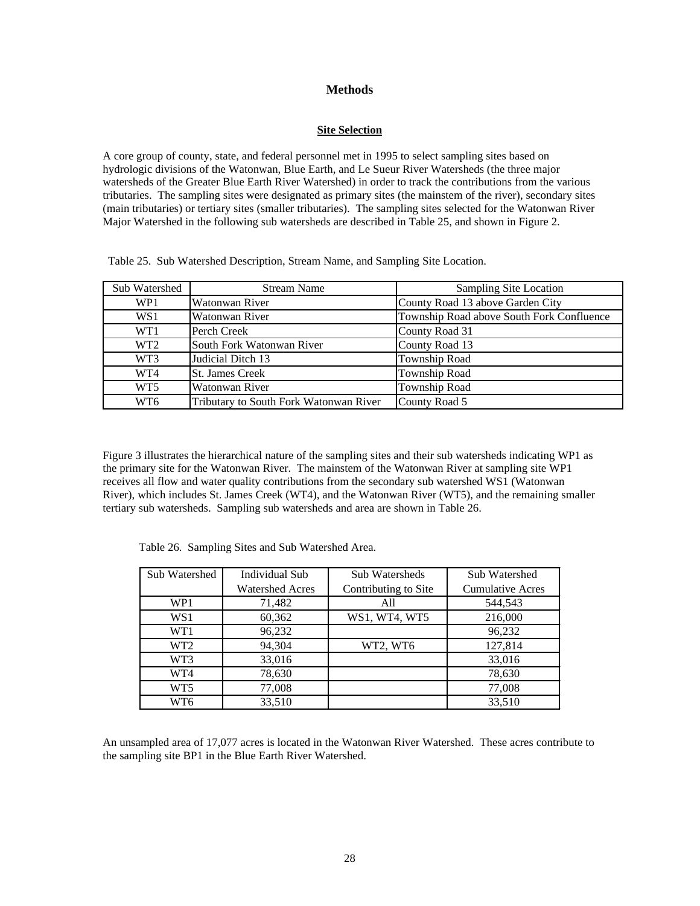# Methods

## Site Selection

A core group of county, state, and federal personnel met in 1995 to select sampling sites based on hydrologic divisions of the Watonwan, Blue Earth, and Le Sueur River Watersheds (the three major watersheds of the Greater Blue Earth River Watershed) in order to track the contributions from the various tributaries. The sampling sites were designated as primary sites (the mainstem of the river), secondary sites (main tributaries) or tertiary sites (smaller tributaries). The sampling sites selected for the Watonwan River Major Watershed in the following sub watersheds are described in Table 25, and shown in Figure 2.

Table 25. Sub Watershed Description, Stream Name, and Sampling Site Location.

| Sub Watershed | Stream Name | Sampling Site Location |
|---|---|---|
| WP1 | Watonwan River | County Road 13 above Garden City |
| WS1 | Watonwan River | Township Road above South Fork Confluence |
| WT1 | Perch Creek | County Road 31 |
| WT2 | South Fork Watonwan River | County Road 13 |
| WT3 | Judicial Ditch 13 | Township Road |
| WT4 | St. James Creek | Township Road |
| WT5 | Watonwan River | Township Road |
| WT6 | Tributary to South Fork Watonwan River | County Road 5 |

Figure 3 illustrates the hierarchical nature of the sampling sites and their sub watersheds indicating WP1 as the primary site for the Watonwan River. The mainstem of the Watonwan River at sampling site WP1 receives all flow and water quality contributions from the secondary sub watershed WS1 (Watonwan River), which includes St. James Creek (WT4), and the Watonwan River (WT5), and the remaining smaller tertiary sub watersheds. Sampling sub watersheds and area are shown in Table 26.

Table 26. Sampling Sites and Sub Watershed Area.

| Sub Watershed | Individual Sub Watershed Acres | Sub Watersheds Contributing to Site | Sub Watershed Cumulative Acres |
|---|---|---|---|
| WP1 | 71,482 | All | 544,543 |
| WS1 | 60,362 | WS1, WT4, WT5 | 216,000 |
| WT1 | 96,232 | | 96,232 |
| WT2 | 94,304 | WT2, WT6 | 127,814 |
| WT3 | 33,016 | | 33,016 |
| WT4 | 78,630 | | 78,630 |
| WT5 | 77,008 | | 77,008 |
| WT6 | 33,510 | | 33,510 |

An unsampled area of 17,077 acres is located in the Watonwan River Watershed. These acres contribute to the sampling site BP1 in the Blue Earth River Watershed.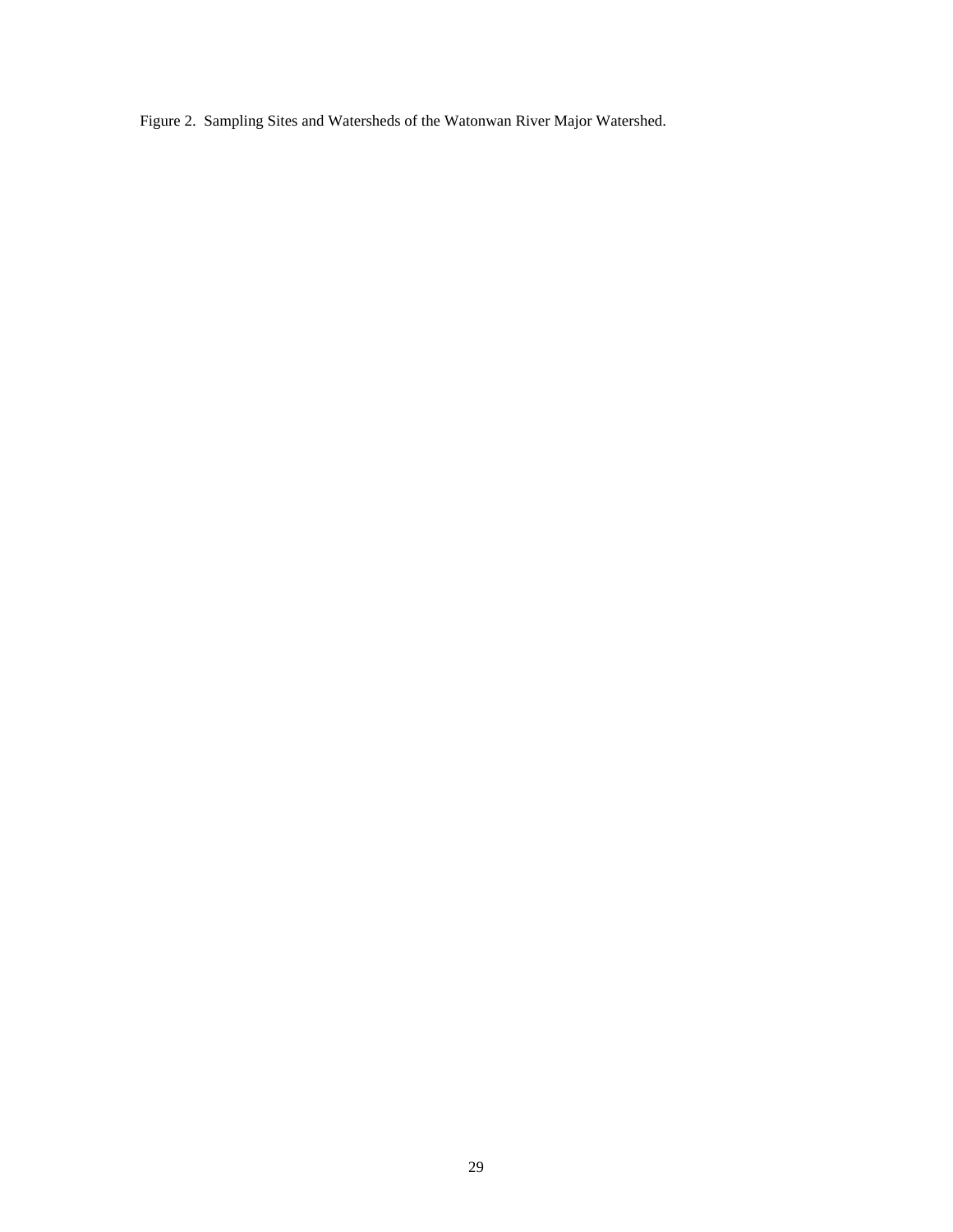Figure 2. Sampling Sites and Watersheds of the Watonwan River Major Watershed.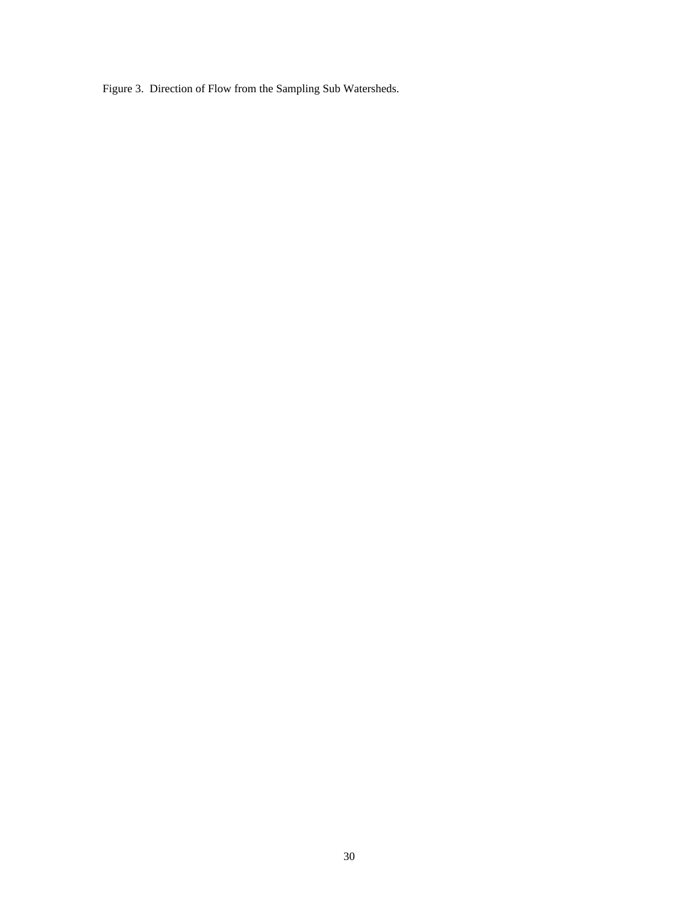Figure 3. Direction of Flow from the Sampling Sub Watersheds.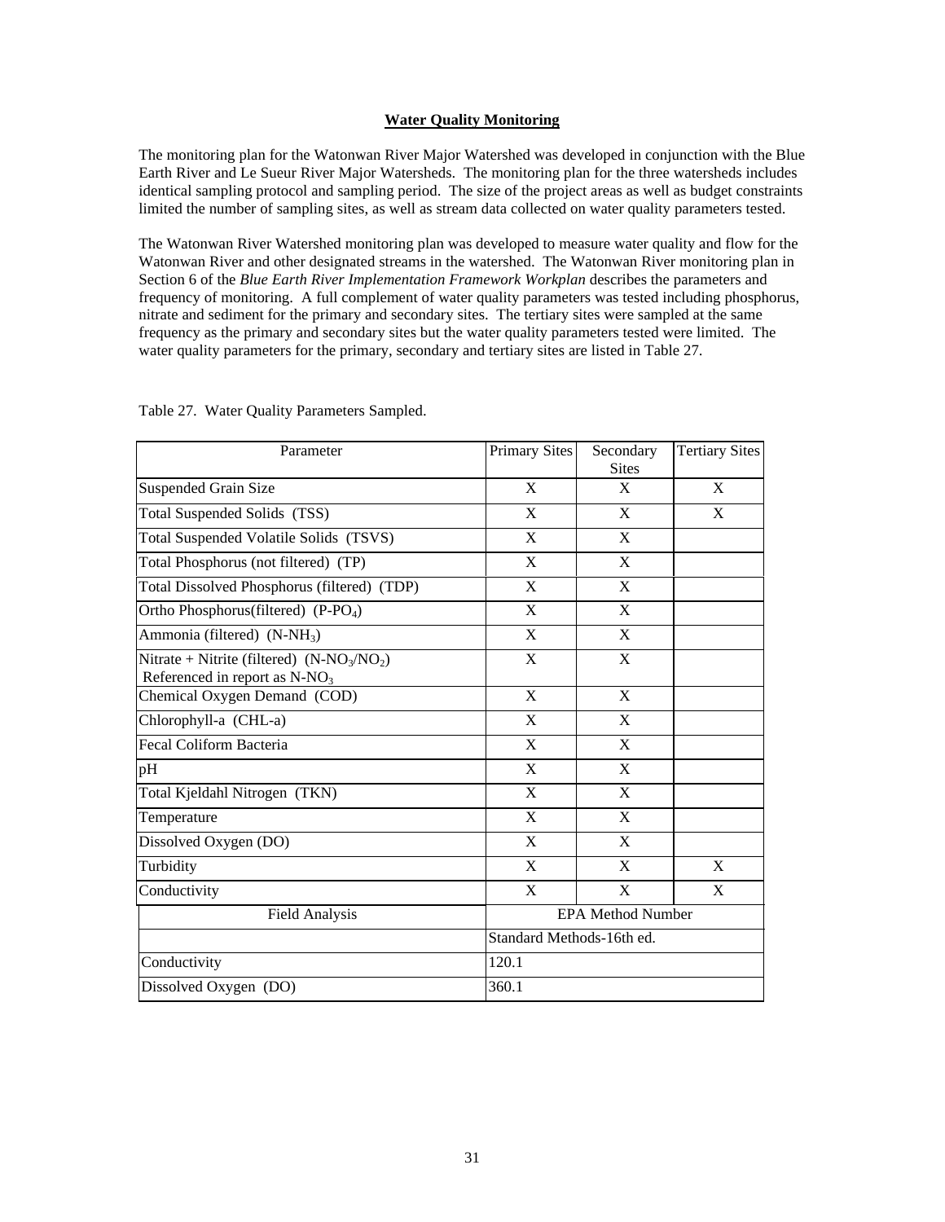## Water Quality Monitoring

The monitoring plan for the Watonwan River Major Watershed was developed in conjunction with the Blue Earth River and Le Sueur River Major Watersheds. The monitoring plan for the three watersheds includes identical sampling protocol and sampling period. The size of the project areas as well as budget constraints limited the number of sampling sites, as well as stream data collected on water quality parameters tested.

The Watonwan River Watershed monitoring plan was developed to measure water quality and flow for the Watonwan River and other designated streams in the watershed. The Watonwan River monitoring plan in Section 6 of the *Blue Earth River Implementation Framework Workplan* describes the parameters and frequency of monitoring. A full complement of water quality parameters was tested including phosphorus, nitrate and sediment for the primary and secondary sites. The tertiary sites were sampled at the same frequency as the primary and secondary sites but the water quality parameters tested were limited. The water quality parameters for the primary, secondary and tertiary sites are listed in Table 27.

Table 27. Water Quality Parameters Sampled.

| Parameter | Primary Sites | Secondary Sites | Tertiary Sites |
|---|---|---|---|
| Suspended Grain Size | X | X | X |
| Total Suspended Solids (TSS) | X | X | X |
| Total Suspended Volatile Solids (TSVS) | X | X | |
| Total Phosphorus (not filtered) (TP) | X | X | |
| Total Dissolved Phosphorus (filtered) (TDP) | X | X | |
| Ortho Phosphorus(filtered) ($P\text{-}PO_4$) | X | X | |
| Ammonia (filtered) ($N\text{-}NH_3$) | X | X | |
| Nitrate + Nitrite (filtered) ($N\text{-}NO_3/NO_2$) Referenced in report as $N\text{-}NO_3$ | X | X | |
| Chemical Oxygen Demand (COD) | X | X | |
| Chlorophyll-a (CHL-a) | X | X | |
| Fecal Coliform Bacteria | X | X | |
| pH | X | X | |
| Total Kjeldahl Nitrogen (TKN) | X | X | |
| Temperature | X | X | |
| Dissolved Oxygen (DO) | X | X | |
| Turbidity | X | X | X |
| Conductivity | X | X | X |

| Field Analysis | EPA Method Number |
|---|---|
| | Standard Methods-16th ed. |
| Conductivity | 120.1 |
| Dissolved Oxygen (DO) | 360.1 |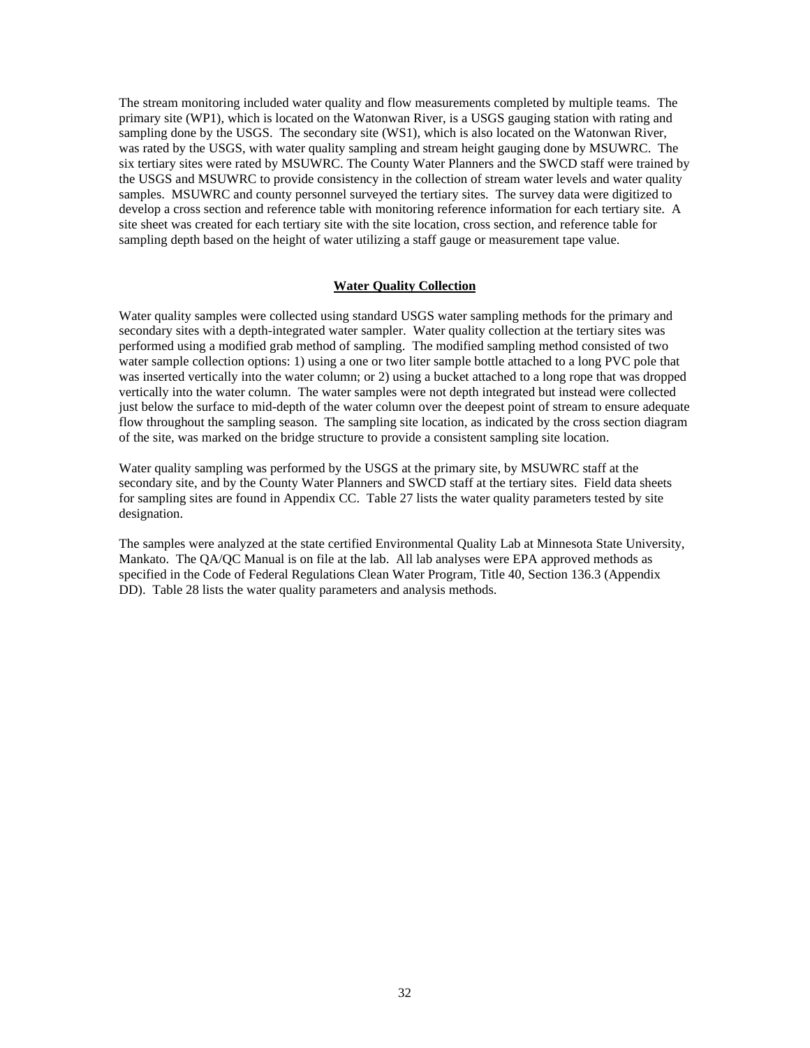The stream monitoring included water quality and flow measurements completed by multiple teams. The primary site (WP1), which is located on the Watonwan River, is a USGS gauging station with rating and sampling done by the USGS. The secondary site (WS1), which is also located on the Watonwan River, was rated by the USGS, with water quality sampling and stream height gauging done by MSUWRC. The six tertiary sites were rated by MSUWRC. The County Water Planners and the SWCD staff were trained by the USGS and MSUWRC to provide consistency in the collection of stream water levels and water quality samples. MSUWRC and county personnel surveyed the tertiary sites. The survey data were digitized to develop a cross section and reference table with monitoring reference information for each tertiary site. A site sheet was created for each tertiary site with the site location, cross section, and reference table for sampling depth based on the height of water utilizing a staff gauge or measurement tape value.

## Water Quality Collection

Water quality samples were collected using standard USGS water sampling methods for the primary and secondary sites with a depth-integrated water sampler. Water quality collection at the tertiary sites was performed using a modified grab method of sampling. The modified sampling method consisted of two water sample collection options: 1) using a one or two liter sample bottle attached to a long PVC pole that was inserted vertically into the water column; or 2) using a bucket attached to a long rope that was dropped vertically into the water column. The water samples were not depth integrated but instead were collected just below the surface to mid-depth of the water column over the deepest point of stream to ensure adequate flow throughout the sampling season. The sampling site location, as indicated by the cross section diagram of the site, was marked on the bridge structure to provide a consistent sampling site location.

Water quality sampling was performed by the USGS at the primary site, by MSUWRC staff at the secondary site, and by the County Water Planners and SWCD staff at the tertiary sites. Field data sheets for sampling sites are found in Appendix CC. Table 27 lists the water quality parameters tested by site designation.

The samples were analyzed at the state certified Environmental Quality Lab at Minnesota State University, Mankato. The QA/QC Manual is on file at the lab. All lab analyses were EPA approved methods as specified in the Code of Federal Regulations Clean Water Program, Title 40, Section 136.3 (Appendix DD). Table 28 lists the water quality parameters and analysis methods.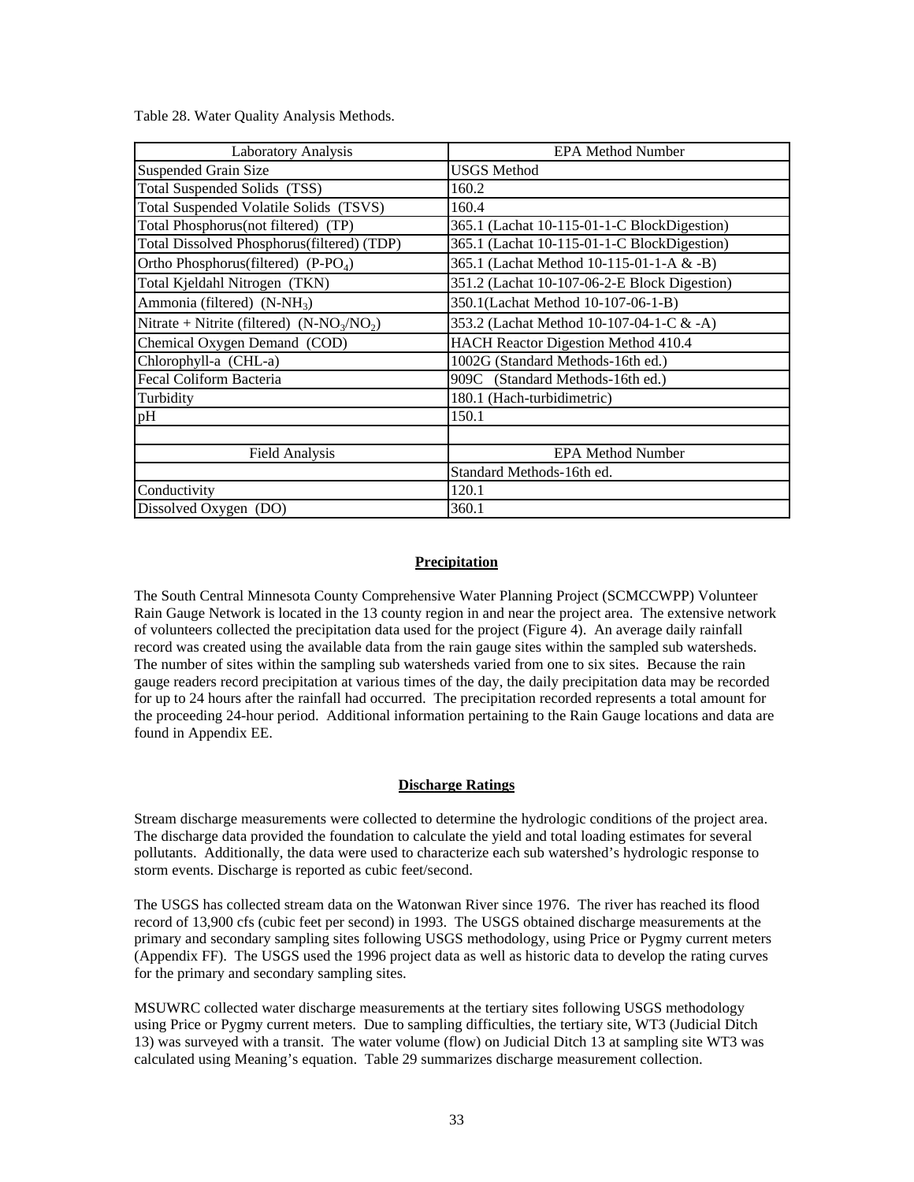Table 28. Water Quality Analysis Methods.

| Laboratory Analysis | EPA Method Number |
|---|---|
| Suspended Grain Size | USGS Method |
| Total Suspended Solids (TSS) | 160.2 |
| Total Suspended Volatile Solids (TSVS) | 160.4 |
| Total Phosphorus(not filtered) (TP) | 365.1 (Lachat 10-115-01-1-C BlockDigestion) |
| Total Dissolved Phosphorus(filtered) (TDP) | 365.1 (Lachat 10-115-01-1-C BlockDigestion) |
| Ortho Phosphorus(filtered) ($P\text{-}PO_4$) | 365.1 (Lachat Method 10-115-01-1-A & -B) |
| Total Kjeldahl Nitrogen (TKN) | 351.2 (Lachat 10-107-06-2-E Block Digestion) |
| Ammonia (filtered) ($N\text{-}NH_3$) | 350.1(Lachat Method 10-107-06-1-B) |
| Nitrate + Nitrite (filtered) ($N\text{-}NO_3/NO_2$) | 353.2 (Lachat Method 10-107-04-1-C & -A) |
| Chemical Oxygen Demand (COD) | HACH Reactor Digestion Method 410.4 |
| Chlorophyll-a (CHL-a) | 1002G (Standard Methods-16th ed.) |
| Fecal Coliform Bacteria | 909C (Standard Methods-16th ed.) |
| Turbidity | 180.1 (Hach-turbidimetric) |
| pH | 150.1 |
| | |
| **Field Analysis** | **EPA Method Number** |
| | Standard Methods-16th ed. |
| Conductivity | 120.1 |
| Dissolved Oxygen (DO) | 360.1 |

## Precipitation

The South Central Minnesota County Comprehensive Water Planning Project (SCMCCWPP) Volunteer Rain Gauge Network is located in the 13 county region in and near the project area. The extensive network of volunteers collected the precipitation data used for the project (Figure 4). An average daily rainfall record was created using the available data from the rain gauge sites within the sampled sub watersheds. The number of sites within the sampling sub watersheds varied from one to six sites. Because the rain gauge readers record precipitation at various times of the day, the daily precipitation data may be recorded for up to 24 hours after the rainfall had occurred. The precipitation recorded represents a total amount for the proceeding 24-hour period. Additional information pertaining to the Rain Gauge locations and data are found in Appendix EE.

## Discharge Ratings

Stream discharge measurements were collected to determine the hydrologic conditions of the project area. The discharge data provided the foundation to calculate the yield and total loading estimates for several pollutants. Additionally, the data were used to characterize each sub watershed's hydrologic response to storm events. Discharge is reported as cubic feet/second.

The USGS has collected stream data on the Watonwan River since 1976. The river has reached its flood record of 13,900 cfs (cubic feet per second) in 1993. The USGS obtained discharge measurements at the primary and secondary sampling sites following USGS methodology, using Price or Pygmy current meters (Appendix FF). The USGS used the 1996 project data as well as historic data to develop the rating curves for the primary and secondary sampling sites.

MSUWRC collected water discharge measurements at the tertiary sites following USGS methodology using Price or Pygmy current meters. Due to sampling difficulties, the tertiary site, WT3 (Judicial Ditch 13) was surveyed with a transit. The water volume (flow) on Judicial Ditch 13 at sampling site WT3 was calculated using Meaning's equation. Table 29 summarizes discharge measurement collection.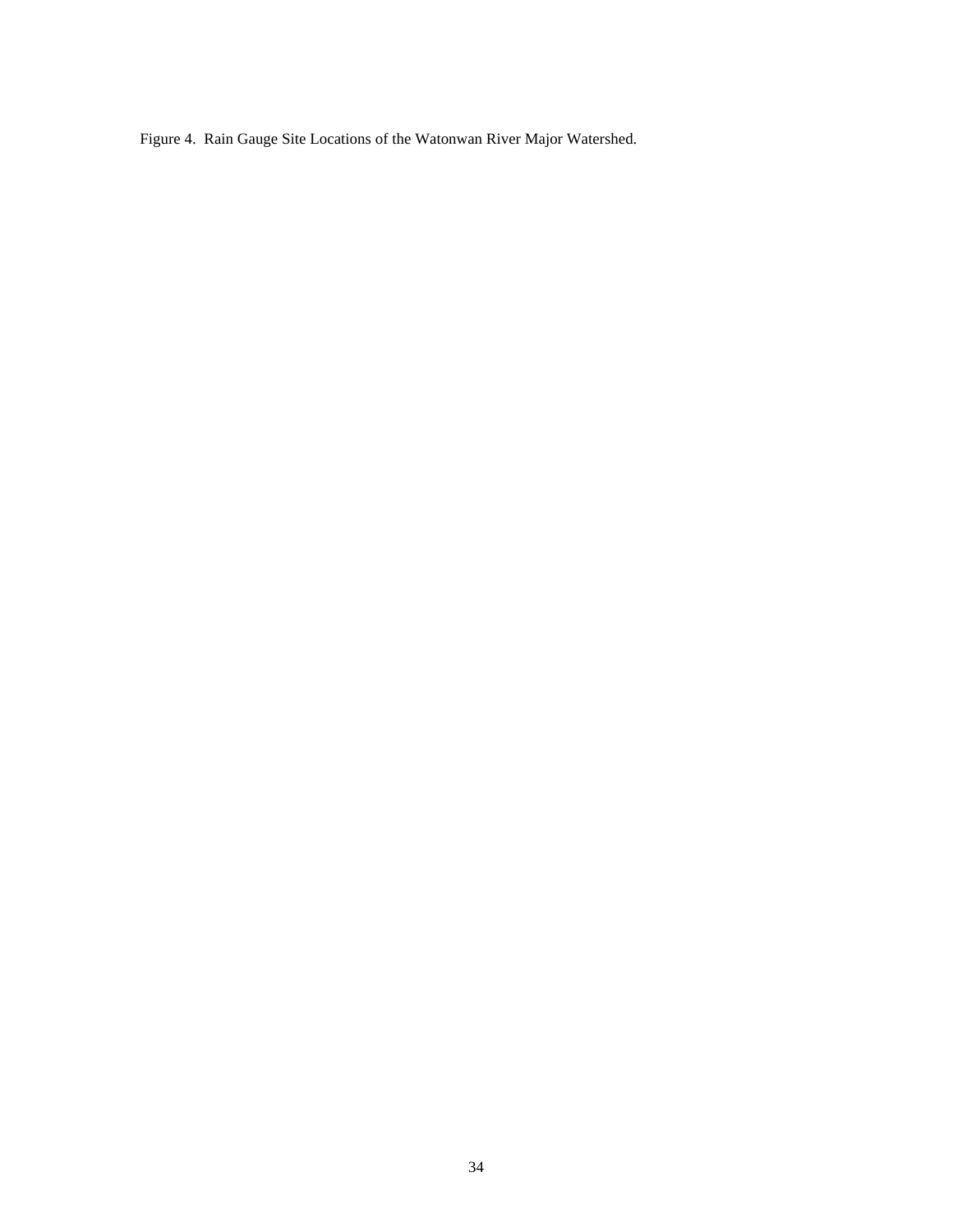Figure 4. Rain Gauge Site Locations of the Watonwan River Major Watershed.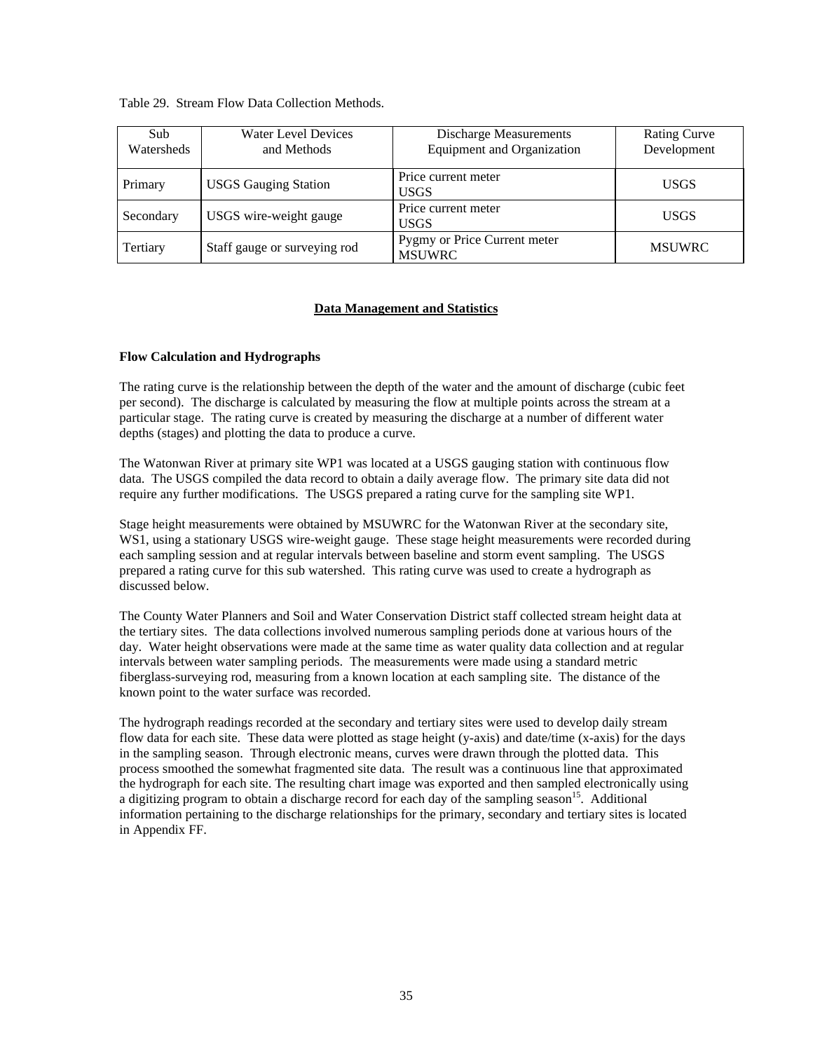Table 29. Stream Flow Data Collection Methods.

| Sub Watersheds | Water Level Devices and Methods | Discharge Measurements Equipment and Organization | Rating Curve Development |
|---|---|---|---|
| Primary | USGS Gauging Station | Price current meter USGS | USGS |
| Secondary | USGS wire-weight gauge | Price current meter USGS | USGS |
| Tertiary | Staff gauge or surveying rod | Pygmy or Price Current meter MSUWRC | MSUWRC |

## Data Management and Statistics

### Flow Calculation and Hydrographs

The rating curve is the relationship between the depth of the water and the amount of discharge (cubic feet per second). The discharge is calculated by measuring the flow at multiple points across the stream at a particular stage. The rating curve is created by measuring the discharge at a number of different water depths (stages) and plotting the data to produce a curve.

The Watonwan River at primary site WP1 was located at a USGS gauging station with continuous flow data. The USGS compiled the data record to obtain a daily average flow. The primary site data did not require any further modifications. The USGS prepared a rating curve for the sampling site WP1.

Stage height measurements were obtained by MSUWRC for the Watonwan River at the secondary site, WS1, using a stationary USGS wire-weight gauge. These stage height measurements were recorded during each sampling session and at regular intervals between baseline and storm event sampling. The USGS prepared a rating curve for this sub watershed. This rating curve was used to create a hydrograph as discussed below.

The County Water Planners and Soil and Water Conservation District staff collected stream height data at the tertiary sites. The data collections involved numerous sampling periods done at various hours of the day. Water height observations were made at the same time as water quality data collection and at regular intervals between water sampling periods. The measurements were made using a standard metric fiberglass-surveying rod, measuring from a known location at each sampling site. The distance of the known point to the water surface was recorded.

The hydrograph readings recorded at the secondary and tertiary sites were used to develop daily stream flow data for each site. These data were plotted as stage height (y-axis) and date/time (x-axis) for the days in the sampling season. Through electronic means, curves were drawn through the plotted data. This process smoothed the somewhat fragmented site data. The result was a continuous line that approximated the hydrograph for each site. The resulting chart image was exported and then sampled electronically using a digitizing program to obtain a discharge record for each day of the sampling season[15]. Additional information pertaining to the discharge relationships for the primary, secondary and tertiary sites is located in Appendix FF.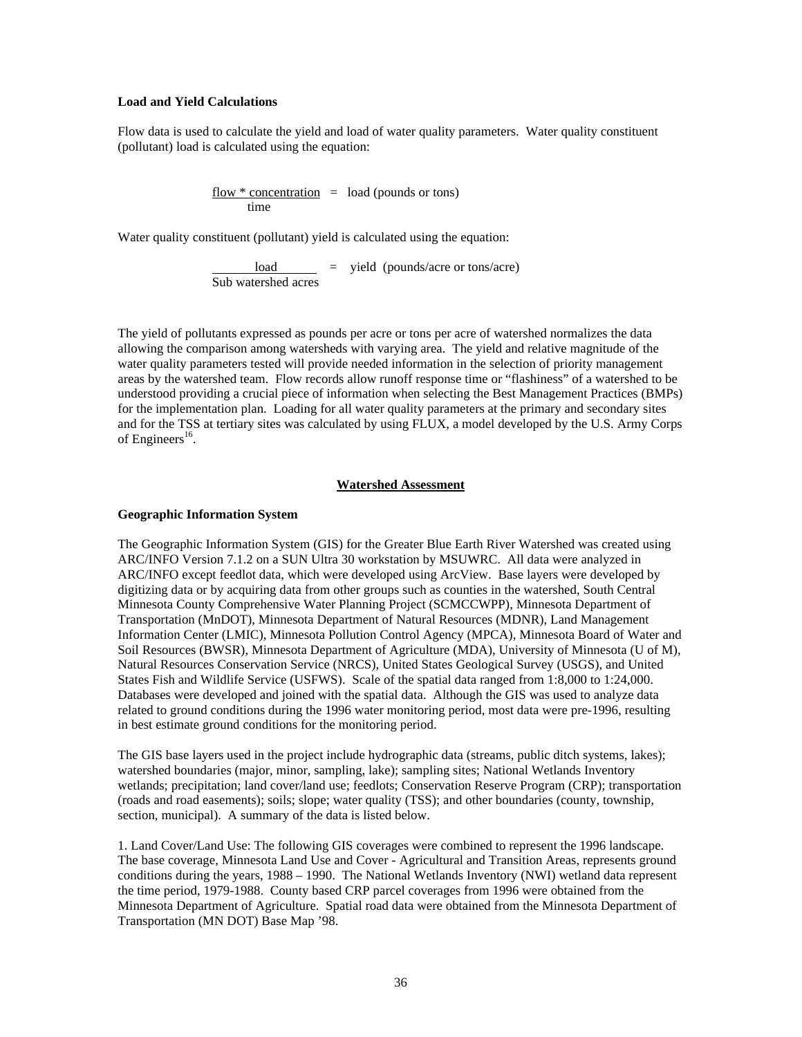### Load and Yield Calculations

Flow data is used to calculate the yield and load of water quality parameters. Water quality constituent (pollutant) load is calculated using the equation:

$$\frac{\text{flow} * \text{concentration}}{\text{time}} = \text{load (pounds or tons)}$$

Water quality constituent (pollutant) yield is calculated using the equation:

$$\frac{\text{load}}{\text{Sub watershed acres}} = \text{yield (pounds/acre or tons/acre)}$$

The yield of pollutants expressed as pounds per acre or tons per acre of watershed normalizes the data allowing the comparison among watersheds with varying area. The yield and relative magnitude of the water quality parameters tested will provide needed information in the selection of priority management areas by the watershed team. Flow records allow runoff response time or "flashiness" of a watershed to be understood providing a crucial piece of information when selecting the Best Management Practices (BMPs) for the implementation plan. Loading for all water quality parameters at the primary and secondary sites and for the TSS at tertiary sites was calculated by using FLUX, a model developed by the U.S. Army Corps of Engineers[16].

## Watershed Assessment

### Geographic Information System

The Geographic Information System (GIS) for the Greater Blue Earth River Watershed was created using ARC/INFO Version 7.1.2 on a SUN Ultra 30 workstation by MSUWRC. All data were analyzed in ARC/INFO except feedlot data, which were developed using ArcView. Base layers were developed by digitizing data or by acquiring data from other groups such as counties in the watershed, South Central Minnesota County Comprehensive Water Planning Project (SCMCCWPP), Minnesota Department of Transportation (MnDOT), Minnesota Department of Natural Resources (MDNR), Land Management Information Center (LMIC), Minnesota Pollution Control Agency (MPCA), Minnesota Board of Water and Soil Resources (BWSR), Minnesota Department of Agriculture (MDA), University of Minnesota (U of M), Natural Resources Conservation Service (NRCS), United States Geological Survey (USGS), and United States Fish and Wildlife Service (USFWS). Scale of the spatial data ranged from 1:8,000 to 1:24,000. Databases were developed and joined with the spatial data. Although the GIS was used to analyze data related to ground conditions during the 1996 water monitoring period, most data were pre-1996, resulting in best estimate ground conditions for the monitoring period.

The GIS base layers used in the project include hydrographic data (streams, public ditch systems, lakes); watershed boundaries (major, minor, sampling, lake); sampling sites; National Wetlands Inventory wetlands; precipitation; land cover/land use; feedlots; Conservation Reserve Program (CRP); transportation (roads and road easements); soils; slope; water quality (TSS); and other boundaries (county, township, section, municipal). A summary of the data is listed below.

1. Land Cover/Land Use: The following GIS coverages were combined to represent the 1996 landscape. The base coverage, Minnesota Land Use and Cover - Agricultural and Transition Areas, represents ground conditions during the years, 1988 – 1990. The National Wetlands Inventory (NWI) wetland data represent the time period, 1979-1988. County based CRP parcel coverages from 1996 were obtained from the Minnesota Department of Agriculture. Spatial road data were obtained from the Minnesota Department of Transportation (MN DOT) Base Map '98.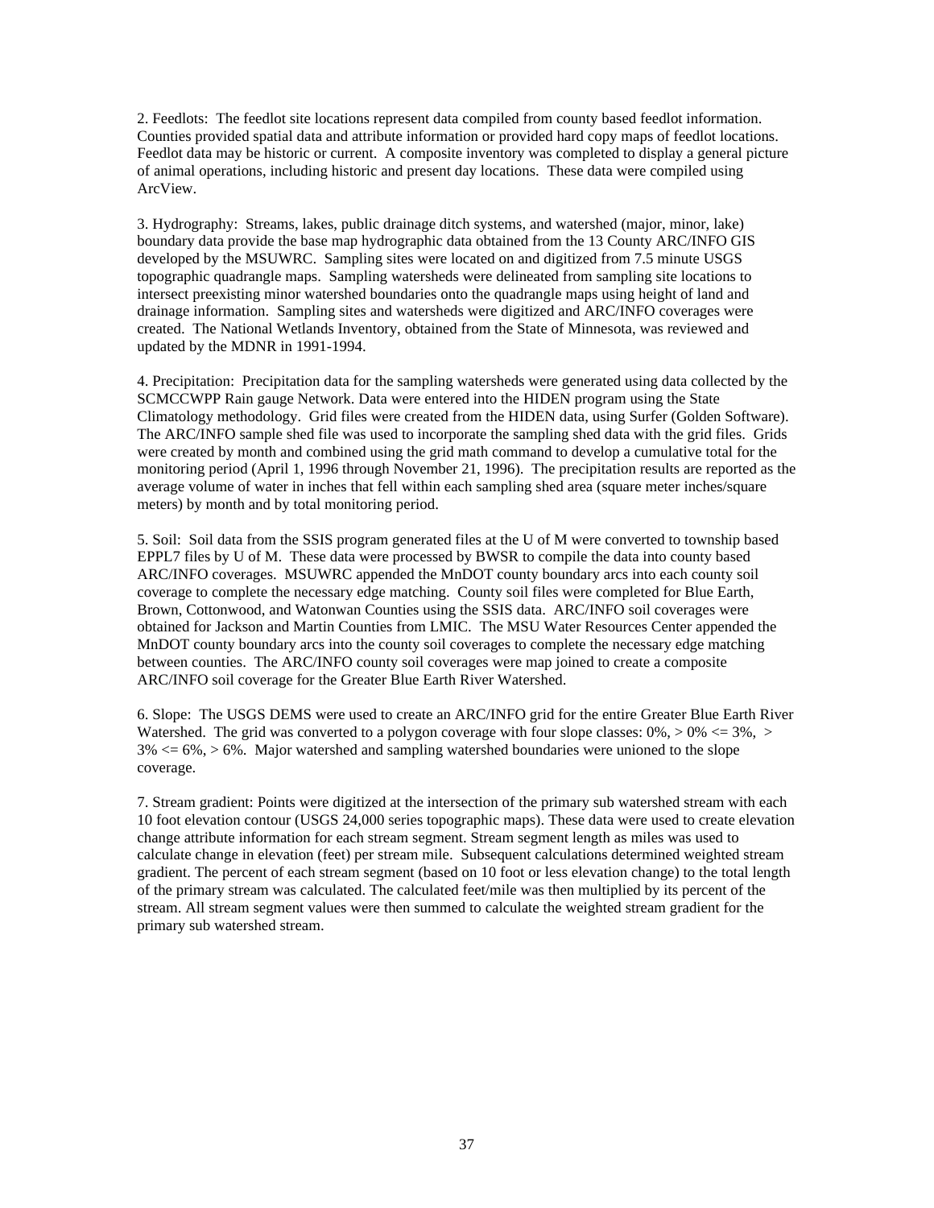2. Feedlots: The feedlot site locations represent data compiled from county based feedlot information. Counties provided spatial data and attribute information or provided hard copy maps of feedlot locations. Feedlot data may be historic or current. A composite inventory was completed to display a general picture of animal operations, including historic and present day locations. These data were compiled using ArcView.

3. Hydrography: Streams, lakes, public drainage ditch systems, and watershed (major, minor, lake) boundary data provide the base map hydrographic data obtained from the 13 County ARC/INFO GIS developed by the MSUWRC. Sampling sites were located on and digitized from 7.5 minute USGS topographic quadrangle maps. Sampling watersheds were delineated from sampling site locations to intersect preexisting minor watershed boundaries onto the quadrangle maps using height of land and drainage information. Sampling sites and watersheds were digitized and ARC/INFO coverages were created. The National Wetlands Inventory, obtained from the State of Minnesota, was reviewed and updated by the MDNR in 1991-1994.

4. Precipitation: Precipitation data for the sampling watersheds were generated using data collected by the SCMCCWPP Rain gauge Network. Data were entered into the HIDEN program using the State Climatology methodology. Grid files were created from the HIDEN data, using Surfer (Golden Software). The ARC/INFO sample shed file was used to incorporate the sampling shed data with the grid files. Grids were created by month and combined using the grid math command to develop a cumulative total for the monitoring period (April 1, 1996 through November 21, 1996). The precipitation results are reported as the average volume of water in inches that fell within each sampling shed area (square meter inches/square meters) by month and by total monitoring period.

5. Soil: Soil data from the SSIS program generated files at the U of M were converted to township based EPPL7 files by U of M. These data were processed by BWSR to compile the data into county based ARC/INFO coverages. MSUWRC appended the MnDOT county boundary arcs into each county soil coverage to complete the necessary edge matching. County soil files were completed for Blue Earth, Brown, Cottonwood, and Watonwan Counties using the SSIS data. ARC/INFO soil coverages were obtained for Jackson and Martin Counties from LMIC. The MSU Water Resources Center appended the MnDOT county boundary arcs into the county soil coverages to complete the necessary edge matching between counties. The ARC/INFO county soil coverages were map joined to create a composite ARC/INFO soil coverage for the Greater Blue Earth River Watershed.

6. Slope: The USGS DEMS were used to create an ARC/INFO grid for the entire Greater Blue Earth River Watershed. The grid was converted to a polygon coverage with four slope classes: 0%, > 0% <= 3%, > 3% <= 6%, > 6%. Major watershed and sampling watershed boundaries were unioned to the slope coverage.

7. Stream gradient: Points were digitized at the intersection of the primary sub watershed stream with each 10 foot elevation contour (USGS 24,000 series topographic maps). These data were used to create elevation change attribute information for each stream segment. Stream segment length as miles was used to calculate change in elevation (feet) per stream mile. Subsequent calculations determined weighted stream gradient. The percent of each stream segment (based on 10 foot or less elevation change) to the total length of the primary stream was calculated. The calculated feet/mile was then multiplied by its percent of the stream. All stream segment values were then summed to calculate the weighted stream gradient for the primary sub watershed stream.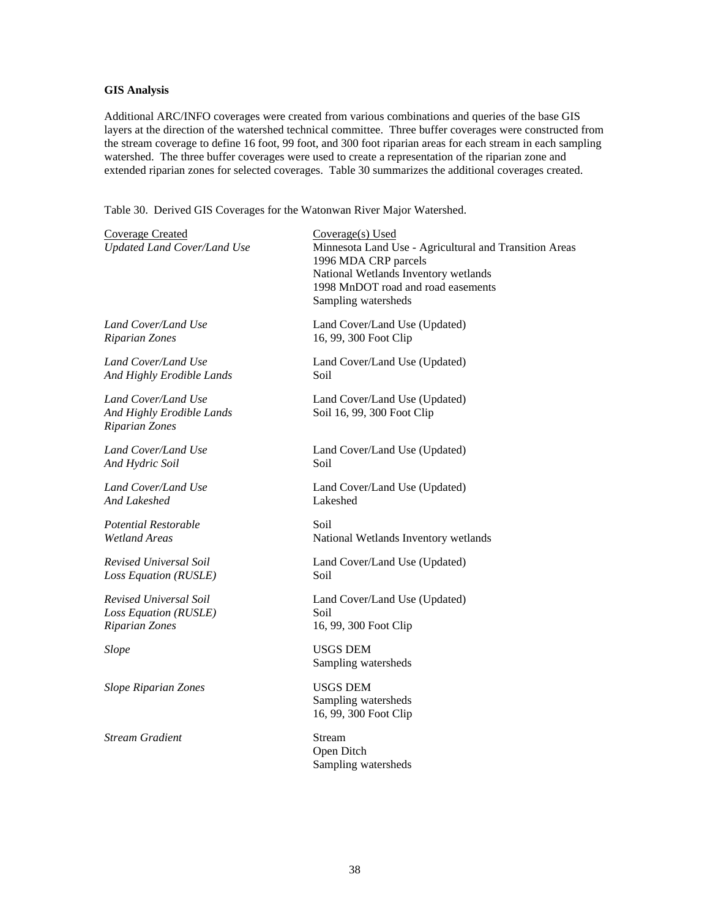**GIS Analysis**

Additional ARC/INFO coverages were created from various combinations and queries of the base GIS layers at the direction of the watershed technical committee. Three buffer coverages were constructed from the stream coverage to define 16 foot, 99 foot, and 300 foot riparian areas for each stream in each sampling watershed. The three buffer coverages were used to create a representation of the riparian zone and extended riparian zones for selected coverages. Table 30 summarizes the additional coverages created.

Table 30. Derived GIS Coverages for the Watonwan River Major Watershed.

| Coverage Created | Coverage(s) Used |
|---|---|
| *Updated Land Cover/Land Use* | Minnesota Land Use - Agricultural and Transition Areas<br>1996 MDA CRP parcels<br>National Wetlands Inventory wetlands<br>1998 MnDOT road and road easements<br>Sampling watersheds |
| *Land Cover/Land Use Riparian Zones* | Land Cover/Land Use (Updated)<br>16, 99, 300 Foot Clip |
| *Land Cover/Land Use And Highly Erodible Lands* | Land Cover/Land Use (Updated)<br>Soil |
| *Land Cover/Land Use And Highly Erodible Lands Riparian Zones* | Land Cover/Land Use (Updated)<br>Soil 16, 99, 300 Foot Clip |
| *Land Cover/Land Use And Hydric Soil* | Land Cover/Land Use (Updated)<br>Soil |
| *Land Cover/Land Use And Lakeshed* | Land Cover/Land Use (Updated)<br>Lakeshed |
| *Potential Restorable Wetland Areas* | Soil<br>National Wetlands Inventory wetlands |
| *Revised Universal Soil Loss Equation (RUSLE)* | Land Cover/Land Use (Updated)<br>Soil |
| *Revised Universal Soil Loss Equation (RUSLE) Riparian Zones* | Land Cover/Land Use (Updated)<br>Soil<br>16, 99, 300 Foot Clip |
| *Slope* | USGS DEM<br>Sampling watersheds |
| *Slope Riparian Zones* | USGS DEM<br>Sampling watersheds<br>16, 99, 300 Foot Clip |
| *Stream Gradient* | Stream<br>Open Ditch<br>Sampling watersheds |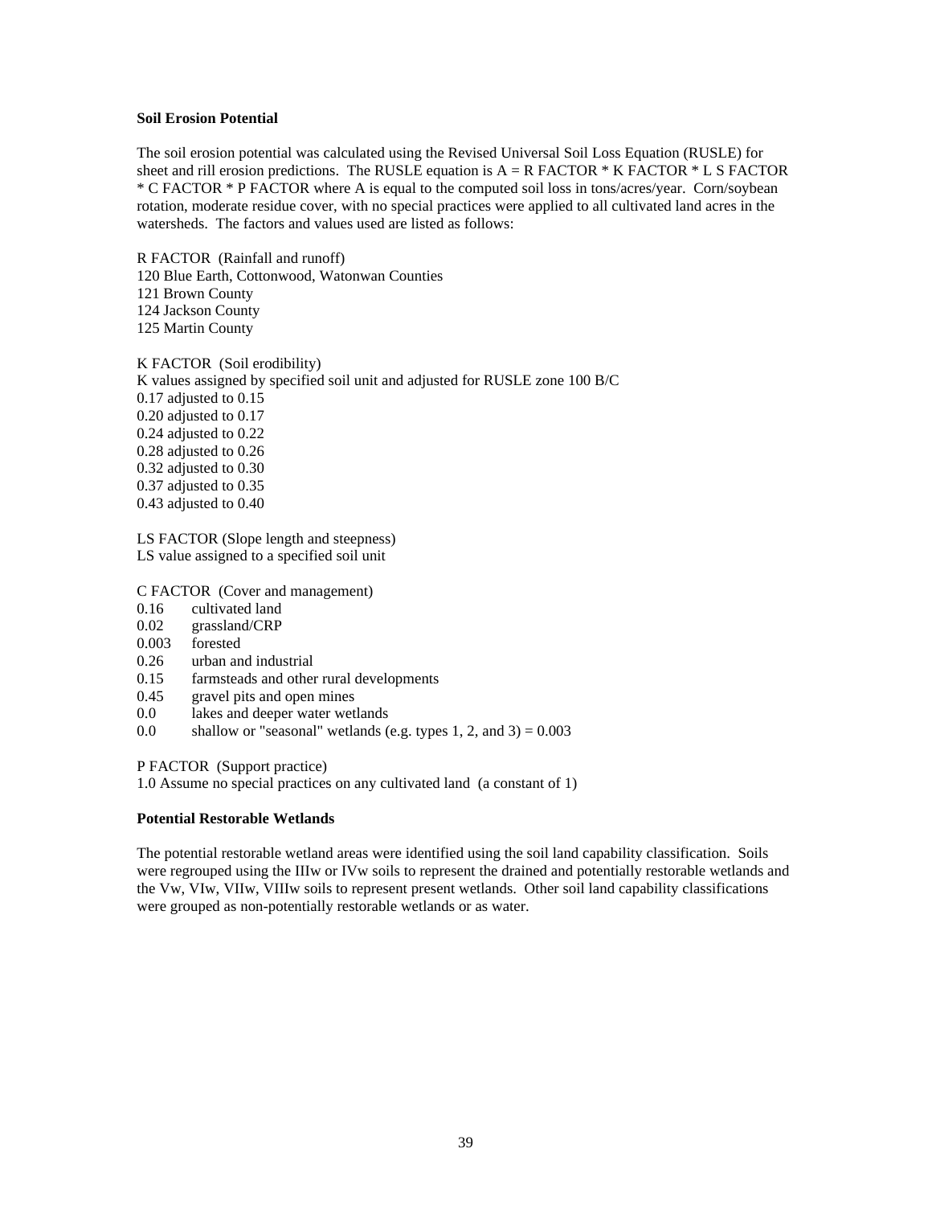**Soil Erosion Potential**

The soil erosion potential was calculated using the Revised Universal Soil Loss Equation (RUSLE) for sheet and rill erosion predictions. The RUSLE equation is A = R FACTOR * K FACTOR * L S FACTOR * C FACTOR * P FACTOR where A is equal to the computed soil loss in tons/acres/year. Corn/soybean rotation, moderate residue cover, with no special practices were applied to all cultivated land acres in the watersheds. The factors and values used are listed as follows:

R FACTOR (Rainfall and runoff)
120 Blue Earth, Cottonwood, Watonwan Counties
121 Brown County
124 Jackson County
125 Martin County

K FACTOR (Soil erodibility)
K values assigned by specified soil unit and adjusted for RUSLE zone 100 B/C
0.17 adjusted to 0.15
0.20 adjusted to 0.17
0.24 adjusted to 0.22
0.28 adjusted to 0.26
0.32 adjusted to 0.30
0.37 adjusted to 0.35
0.43 adjusted to 0.40

LS FACTOR (Slope length and steepness)
LS value assigned to a specified soil unit

C FACTOR (Cover and management)
0.16 cultivated land
0.02 grassland/CRP
0.003 forested
0.26 urban and industrial
0.15 farmsteads and other rural developments
0.45 gravel pits and open mines
0.0 lakes and deeper water wetlands
0.0 shallow or "seasonal" wetlands (e.g. types 1, 2, and 3) = 0.003

P FACTOR (Support practice)
1.0 Assume no special practices on any cultivated land (a constant of 1)

**Potential Restorable Wetlands**

The potential restorable wetland areas were identified using the soil land capability classification. Soils were regrouped using the IIIw or IVw soils to represent the drained and potentially restorable wetlands and the Vw, VIw, VIIw, VIIIw soils to represent present wetlands. Other soil land capability classifications were grouped as non-potentially restorable wetlands or as water.